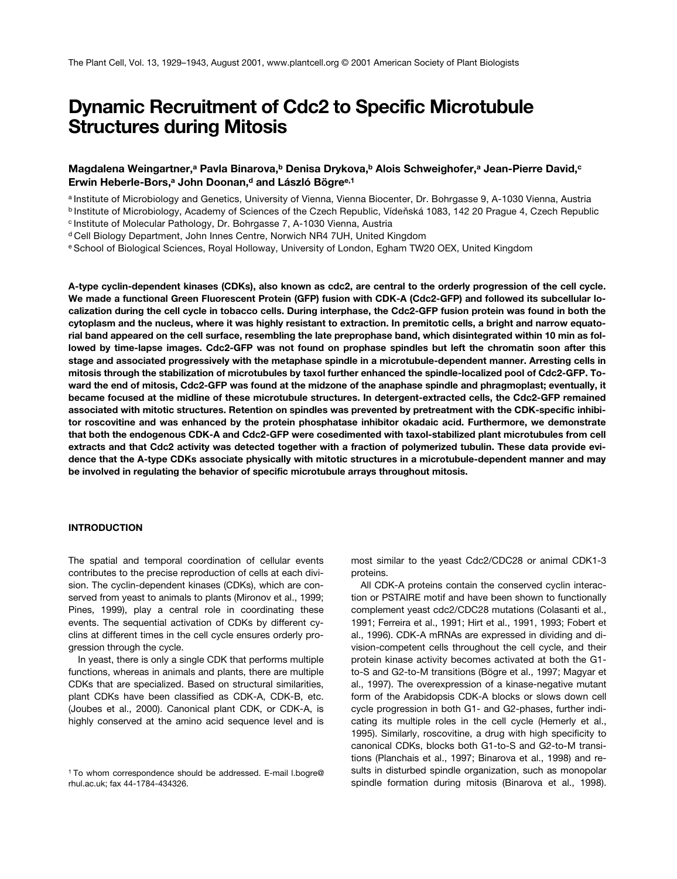# Dynamic Recruitment of Cdc2 to Specific Microtubule Structures during Mitosis

**Magdalena Weingartner,[a] Pavla Binarova,[b] Denisa Drykova,[b] Alois Schweighofer,[a] Jean-Pierre David,[c] Erwin Heberle-Bors,[a] John Doonan,[d] and László Bögre[e,1]**

[a] Institute of Microbiology and Genetics, University of Vienna, Vienna Biocenter, Dr. Bohrgasse 9, A-1030 Vienna, Austria

[b] Institute of Microbiology, Academy of Sciences of the Czech Republic, Vídeňská 1083, 142 20 Prague 4, Czech Republic

[c] Institute of Molecular Pathology, Dr. Bohrgasse 7, A-1030 Vienna, Austria

[d] Cell Biology Department, John Innes Centre, Norwich NR4 7UH, United Kingdom

[e] School of Biological Sciences, Royal Holloway, University of London, Egham TW20 OEX, United Kingdom

**A-type cyclin-dependent kinases (CDKs), also known as cdc2, are central to the orderly progression of the cell cycle. We made a functional Green Fluorescent Protein (GFP) fusion with CDK-A (Cdc2-GFP) and followed its subcellular localization during the cell cycle in tobacco cells. During interphase, the Cdc2-GFP fusion protein was found in both the cytoplasm and the nucleus, where it was highly resistant to extraction. In premitotic cells, a bright and narrow equatorial band appeared on the cell surface, resembling the late preprophase band, which disintegrated within 10 min as followed by time-lapse images. Cdc2-GFP was not found on prophase spindles but left the chromatin soon after this stage and associated progressively with the metaphase spindle in a microtubule-dependent manner. Arresting cells in mitosis through the stabilization of microtubules by taxol further enhanced the spindle-localized pool of Cdc2-GFP. Toward the end of mitosis, Cdc2-GFP was found at the midzone of the anaphase spindle and phragmoplast; eventually, it became focused at the midline of these microtubule structures. In detergent-extracted cells, the Cdc2-GFP remained associated with mitotic structures. Retention on spindles was prevented by pretreatment with the CDK-specific inhibitor roscovitine and was enhanced by the protein phosphatase inhibitor okadaic acid. Furthermore, we demonstrate that both the endogenous CDK-A and Cdc2-GFP were cosedimented with taxol-stabilized plant microtubules from cell extracts and that Cdc2 activity was detected together with a fraction of polymerized tubulin. These data provide evidence that the A-type CDKs associate physically with mitotic structures in a microtubule-dependent manner and may be involved in regulating the behavior of specific microtubule arrays throughout mitosis.**

## INTRODUCTION

The spatial and temporal coordination of cellular events contributes to the precise reproduction of cells at each division. The cyclin-dependent kinases (CDKs), which are conserved from yeast to animals to plants (Mironov et al., 1999; Pines, 1999), play a central role in coordinating these events. The sequential activation of CDKs by different cyclins at different times in the cell cycle ensures orderly progression through the cycle.

In yeast, there is only a single CDK that performs multiple functions, whereas in animals and plants, there are multiple CDKs that are specialized. Based on structural similarities, plant CDKs have been classified as CDK-A, CDK-B, etc. (Joubes et al., 2000). Canonical plant CDK, or CDK-A, is highly conserved at the amino acid sequence level and is most similar to the yeast Cdc2/CDC28 or animal CDK1-3 proteins.

All CDK-A proteins contain the conserved cyclin interaction or PSTAIRE motif and have been shown to functionally complement yeast cdc2/CDC28 mutations (Colasanti et al., 1991; Ferreira et al., 1991; Hirt et al., 1991, 1993; Fobert et al., 1996). CDK-A mRNAs are expressed in dividing and division-competent cells throughout the cell cycle, and their protein kinase activity becomes activated at both the G1-to-S and G2-to-M transitions (Bögre et al., 1997; Magyar et al., 1997). The overexpression of a kinase-negative mutant form of the Arabidopsis CDK-A blocks or slows down cell cycle progression in both G1- and G2-phases, further indicating its multiple roles in the cell cycle (Hemerly et al., 1995). Similarly, roscovitine, a drug with high specificity to canonical CDKs, blocks both G1-to-S and G2-to-M transitions (Planchais et al., 1997; Binarova et al., 1998) and results in disturbed spindle organization, such as monopolar spindle formation during mitosis (Binarova et al., 1998).

[1] To whom correspondence should be addressed. E-mail l.bogre@rhul.ac.uk; fax 44-1784-434326.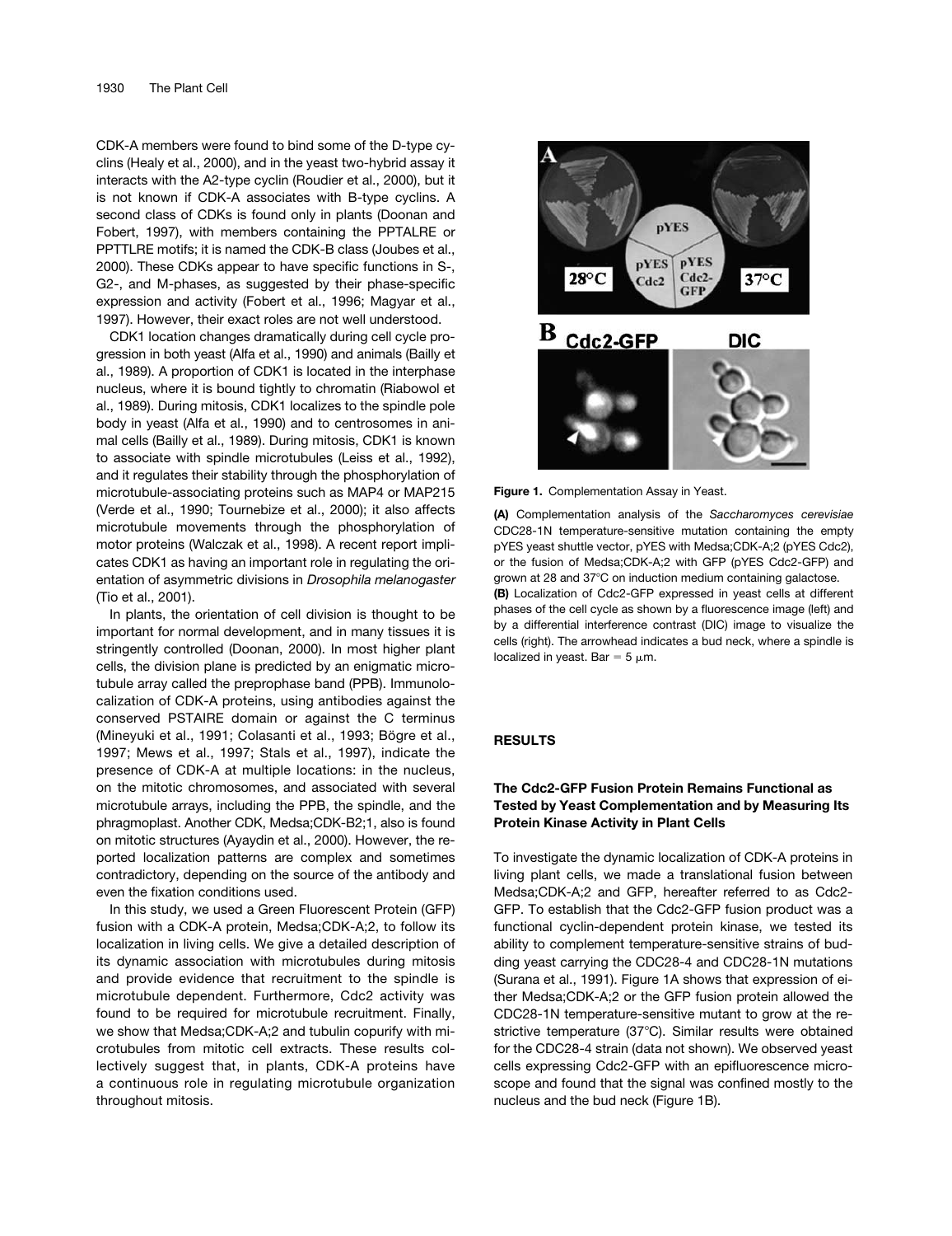CDK-A members were found to bind some of the D-type cyclins (Healy et al., 2000), and in the yeast two-hybrid assay it interacts with the A2-type cyclin (Roudier et al., 2000), but it is not known if CDK-A associates with B-type cyclins. A second class of CDKs is found only in plants (Doonan and Fobert, 1997), with members containing the PPTALRE or PPTTLRE motifs; it is named the CDK-B class (Joubes et al., 2000). These CDKs appear to have specific functions in S-, G2-, and M-phases, as suggested by their phase-specific expression and activity (Fobert et al., 1996; Magyar et al., 1997). However, their exact roles are not well understood.

CDK1 location changes dramatically during cell cycle progression in both yeast (Alfa et al., 1990) and animals (Bailly et al., 1989). A proportion of CDK1 is located in the interphase nucleus, where it is bound tightly to chromatin (Riabowol et al., 1989). During mitosis, CDK1 localizes to the spindle pole body in yeast (Alfa et al., 1990) and to centrosomes in animal cells (Bailly et al., 1989). During mitosis, CDK1 is known to associate with spindle microtubules (Leiss et al., 1992), and it regulates their stability through the phosphorylation of microtubule-associating proteins such as MAP4 or MAP215 (Verde et al., 1990; Tournebize et al., 2000); it also affects microtubule movements through the phosphorylation of motor proteins (Walczak et al., 1998). A recent report implicates CDK1 as having an important role in regulating the orientation of asymmetric divisions in *Drosophila melanogaster* (Tio et al., 2001).

In plants, the orientation of cell division is thought to be important for normal development, and in many tissues it is stringently controlled (Doonan, 2000). In most higher plant cells, the division plane is predicted by an enigmatic microtubule array called the preprophase band (PPB). Immunolocalization of CDK-A proteins, using antibodies against the conserved PSTAIRE domain or against the C terminus (Mineyuki et al., 1991; Colasanti et al., 1993; Bögre et al., 1997; Mews et al., 1997; Stals et al., 1997), indicate the presence of CDK-A at multiple locations: in the nucleus, on the mitotic chromosomes, and associated with several microtubule arrays, including the PPB, the spindle, and the phragmoplast. Another CDK, Medsa;CDK-B2;1, also is found on mitotic structures (Ayaydin et al., 2000). However, the reported localization patterns are complex and sometimes contradictory, depending on the source of the antibody and even the fixation conditions used.

In this study, we used a Green Fluorescent Protein (GFP) fusion with a CDK-A protein, Medsa;CDK-A;2, to follow its localization in living cells. We give a detailed description of its dynamic association with microtubules during mitosis and provide evidence that recruitment to the spindle is microtubule dependent. Furthermore, Cdc2 activity was found to be required for microtubule recruitment. Finally, we show that Medsa;CDK-A;2 and tubulin copurify with microtubules from mitotic cell extracts. These results collectively suggest that, in plants, CDK-A proteins have a continuous role in regulating microtubule organization throughout mitosis.

**Figure 1.** Complementation Assay in Yeast.

**(A)** Complementation analysis of the *Saccharomyces cerevisiae* CDC28-1N temperature-sensitive mutation containing the empty pYES yeast shuttle vector, pYES with Medsa;CDK-A;2 (pYES Cdc2), or the fusion of Medsa;CDK-A;2 with GFP (pYES Cdc2-GFP) and grown at 28 and 37°C on induction medium containing galactose.

**(B)** Localization of Cdc2-GFP expressed in yeast cells at different phases of the cell cycle as shown by a fluorescence image (left) and by a differential interference contrast (DIC) image to visualize the cells (right). The arrowhead indicates a bud neck, where a spindle is localized in yeast. Bar = 5 μm.

## RESULTS

### The Cdc2-GFP Fusion Protein Remains Functional as Tested by Yeast Complementation and by Measuring Its Protein Kinase Activity in Plant Cells

To investigate the dynamic localization of CDK-A proteins in living plant cells, we made a translational fusion between Medsa;CDK-A;2 and GFP, hereafter referred to as Cdc2-GFP. To establish that the Cdc2-GFP fusion product was a functional cyclin-dependent protein kinase, we tested its ability to complement temperature-sensitive strains of budding yeast carrying the CDC28-4 and CDC28-1N mutations (Surana et al., 1991). Figure 1A shows that expression of either Medsa;CDK-A;2 or the GFP fusion protein allowed the CDC28-1N temperature-sensitive mutant to grow at the restrictive temperature (37°C). Similar results were obtained for the CDC28-4 strain (data not shown). We observed yeast cells expressing Cdc2-GFP with an epifluorescence microscope and found that the signal was confined mostly to the nucleus and the bud neck (Figure 1B).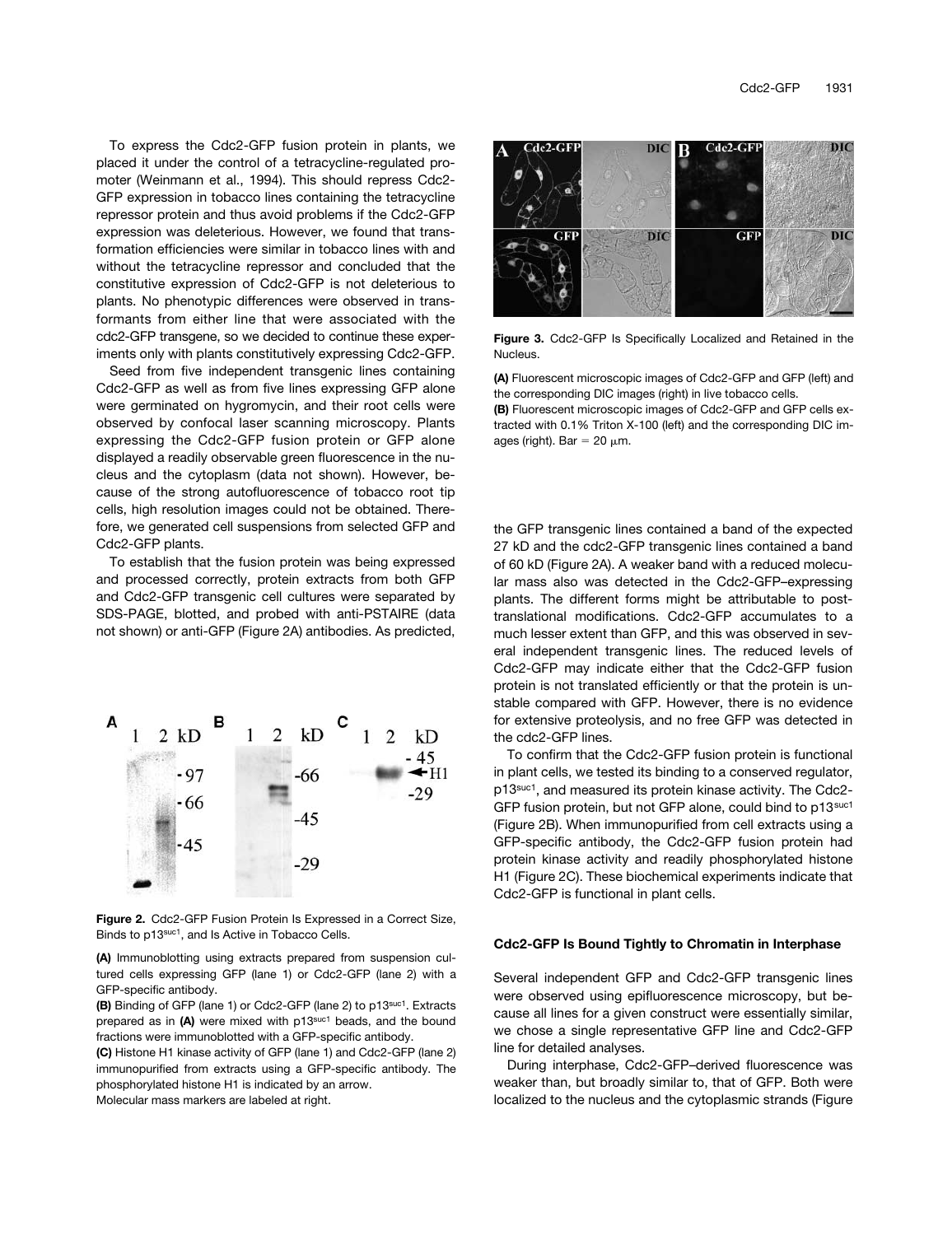To express the Cdc2-GFP fusion protein in plants, we placed it under the control of a tetracycline-regulated promoter (Weinmann et al., 1994). This should repress Cdc2-GFP expression in tobacco lines containing the tetracycline repressor protein and thus avoid problems if the Cdc2-GFP expression was deleterious. However, we found that transformation efficiencies were similar in tobacco lines with and without the tetracycline repressor and concluded that the constitutive expression of Cdc2-GFP is not deleterious to plants. No phenotypic differences were observed in transformants from either line that were associated with the cdc2-GFP transgene, so we decided to continue these experiments only with plants constitutively expressing Cdc2-GFP.

Seed from five independent transgenic lines containing Cdc2-GFP as well as from five lines expressing GFP alone were germinated on hygromycin, and their root cells were observed by confocal laser scanning microscopy. Plants expressing the Cdc2-GFP fusion protein or GFP alone displayed a readily observable green fluorescence in the nucleus and the cytoplasm (data not shown). However, because of the strong autofluorescence of tobacco root tip cells, high resolution images could not be obtained. Therefore, we generated cell suspensions from selected GFP and Cdc2-GFP plants.

To establish that the fusion protein was being expressed and processed correctly, protein extracts from both GFP and Cdc2-GFP transgenic cell cultures were separated by SDS-PAGE, blotted, and probed with anti-PSTAIRE (data not shown) or anti-GFP (Figure 2A) antibodies. As predicted, the GFP transgenic lines contained a band of the expected 27 kD and the cdc2-GFP transgenic lines contained a band of 60 kD (Figure 2A). A weaker band with a reduced molecular mass also was detected in the Cdc2-GFP–expressing plants. The different forms might be attributable to posttranslational modifications. Cdc2-GFP accumulates to a much lesser extent than GFP, and this was observed in several independent transgenic lines. The reduced levels of Cdc2-GFP may indicate either that the Cdc2-GFP fusion protein is not translated efficiently or that the protein is unstable compared with GFP. However, there is no evidence for extensive proteolysis, and no free GFP was detected in the cdc2-GFP lines.

To confirm that the Cdc2-GFP fusion protein is functional in plant cells, we tested its binding to a conserved regulator, p13[suc1], and measured its protein kinase activity. The Cdc2-GFP fusion protein, but not GFP alone, could bind to p13[suc1] (Figure 2B). When immunopurified from cell extracts using a GFP-specific antibody, the Cdc2-GFP fusion protein had protein kinase activity and readily phosphorylated histone H1 (Figure 2C). These biochemical experiments indicate that Cdc2-GFP is functional in plant cells.

A
1 2 kD
97
66
45

B
1 2 kD
66
45
29

C
1 2 kD
45
H1
29

**Figure 2.** Cdc2-GFP Fusion Protein Is Expressed in a Correct Size, Binds to p13[suc1], and Is Active in Tobacco Cells.

**(A)** Immunoblotting using extracts prepared from suspension cultured cells expressing GFP (lane 1) or Cdc2-GFP (lane 2) with a GFP-specific antibody.

**(B)** Binding of GFP (lane 1) or Cdc2-GFP (lane 2) to p13[suc1]. Extracts prepared as in **(A)** were mixed with p13[suc1] beads, and the bound fractions were immunoblotted with a GFP-specific antibody.

**(C)** Histone H1 kinase activity of GFP (lane 1) and Cdc2-GFP (lane 2) immunopurified from extracts using a GFP-specific antibody. The phosphorylated histone H1 is indicated by an arrow.

Molecular mass markers are labeled at right.

A Cdc2-GFP DIC
GFP DIC
B Cdc2-GFP DIC
GFP DIC

**Figure 3.** Cdc2-GFP Is Specifically Localized and Retained in the Nucleus.

**(A)** Fluorescent microscopic images of Cdc2-GFP and GFP (left) and the corresponding DIC images (right) in live tobacco cells.

**(B)** Fluorescent microscopic images of Cdc2-GFP and GFP cells extracted with 0.1% Triton X-100 (left) and the corresponding DIC images (right). Bar = 20 μm.

### Cdc2-GFP Is Bound Tightly to Chromatin in Interphase

Several independent GFP and Cdc2-GFP transgenic lines were observed using epifluorescence microscopy, but because all lines for a given construct were essentially similar, we chose a single representative GFP line and Cdc2-GFP line for detailed analyses.

During interphase, Cdc2-GFP–derived fluorescence was weaker than, but broadly similar to, that of GFP. Both were localized to the nucleus and the cytoplasmic strands (Figure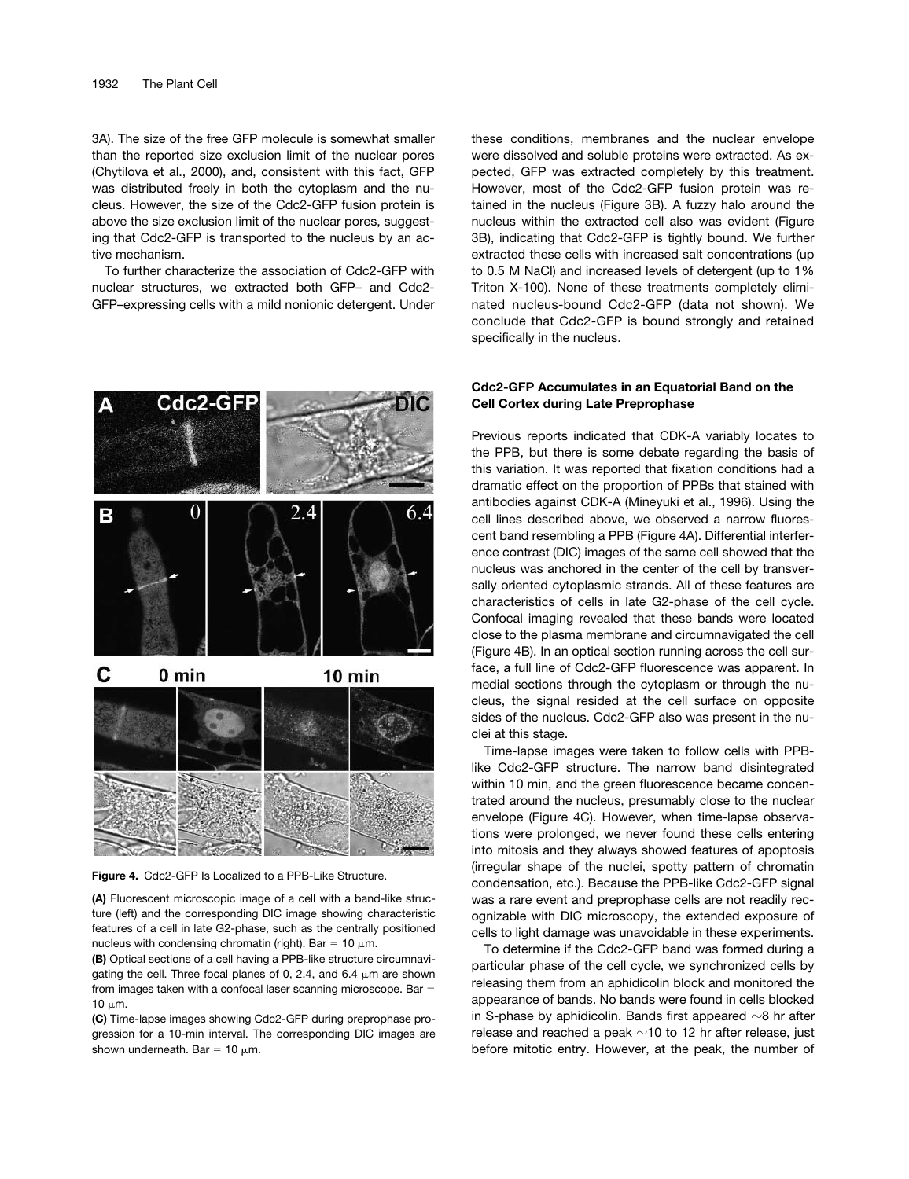3A). The size of the free GFP molecule is somewhat smaller than the reported size exclusion limit of the nuclear pores (Chytilova et al., 2000), and, consistent with this fact, GFP was distributed freely in both the cytoplasm and the nucleus. However, the size of the Cdc2-GFP fusion protein is above the size exclusion limit of the nuclear pores, suggesting that Cdc2-GFP is transported to the nucleus by an active mechanism.

To further characterize the association of Cdc2-GFP with nuclear structures, we extracted both GFP– and Cdc2-GFP–expressing cells with a mild nonionic detergent. Under these conditions, membranes and the nuclear envelope were dissolved and soluble proteins were extracted. As expected, GFP was extracted completely by this treatment. However, most of the Cdc2-GFP fusion protein was retained in the nucleus (Figure 3B). A fuzzy halo around the nucleus within the extracted cell also was evident (Figure 3B), indicating that Cdc2-GFP is tightly bound. We further extracted these cells with increased salt concentrations (up to 0.5 M NaCl) and increased levels of detergent (up to 1% Triton X-100). None of these treatments completely eliminated nucleus-bound Cdc2-GFP (data not shown). We conclude that Cdc2-GFP is bound strongly and retained specifically in the nucleus.

A Cdc2-GFP DIC

B 0 2.4 6.4

C 0 min 10 min

**Figure 4.** Cdc2-GFP Is Localized to a PPB-Like Structure.

**(A)** Fluorescent microscopic image of a cell with a band-like structure (left) and the corresponding DIC image showing characteristic features of a cell in late G2-phase, such as the centrally positioned nucleus with condensing chromatin (right). Bar = 10 μm.

**(B)** Optical sections of a cell having a PPB-like structure circumnavigating the cell. Three focal planes of 0, 2.4, and 6.4 μm are shown from images taken with a confocal laser scanning microscope. Bar = 10 μm.

**(C)** Time-lapse images showing Cdc2-GFP during preprophase progression for a 10-min interval. The corresponding DIC images are shown underneath. Bar = 10 μm.

### Cdc2-GFP Accumulates in an Equatorial Band on the Cell Cortex during Late Preprophase

Previous reports indicated that CDK-A variably locates to the PPB, but there is some debate regarding the basis of this variation. It was reported that fixation conditions had a dramatic effect on the proportion of PPBs that stained with antibodies against CDK-A (Mineyuki et al., 1996). Using the cell lines described above, we observed a narrow fluorescent band resembling a PPB (Figure 4A). Differential interference contrast (DIC) images of the same cell showed that the nucleus was anchored in the center of the cell by transversally oriented cytoplasmic strands. All of these features are characteristics of cells in late G2-phase of the cell cycle. Confocal imaging revealed that these bands were located close to the plasma membrane and circumnavigated the cell (Figure 4B). In an optical section running across the cell surface, a full line of Cdc2-GFP fluorescence was apparent. In medial sections through the cytoplasm or through the nucleus, the signal resided at the cell surface on opposite sides of the nucleus. Cdc2-GFP also was present in the nuclei at this stage.

Time-lapse images were taken to follow cells with PPB-like Cdc2-GFP structure. The narrow band disintegrated within 10 min, and the green fluorescence became concentrated around the nucleus, presumably close to the nuclear envelope (Figure 4C). However, when time-lapse observations were prolonged, we never found these cells entering into mitosis and they always showed features of apoptosis (irregular shape of the nuclei, spotty pattern of chromatin condensation, etc.). Because the PPB-like Cdc2-GFP signal was a rare event and preprophase cells are not readily recognizable with DIC microscopy, the extended exposure of cells to light damage was unavoidable in these experiments.

To determine if the Cdc2-GFP band was formed during a particular phase of the cell cycle, we synchronized cells by releasing them from an aphidicolin block and monitored the appearance of bands. No bands were found in cells blocked in S-phase by aphidicolin. Bands first appeared ~8 hr after release and reached a peak ~10 to 12 hr after release, just before mitotic entry. However, at the peak, the number of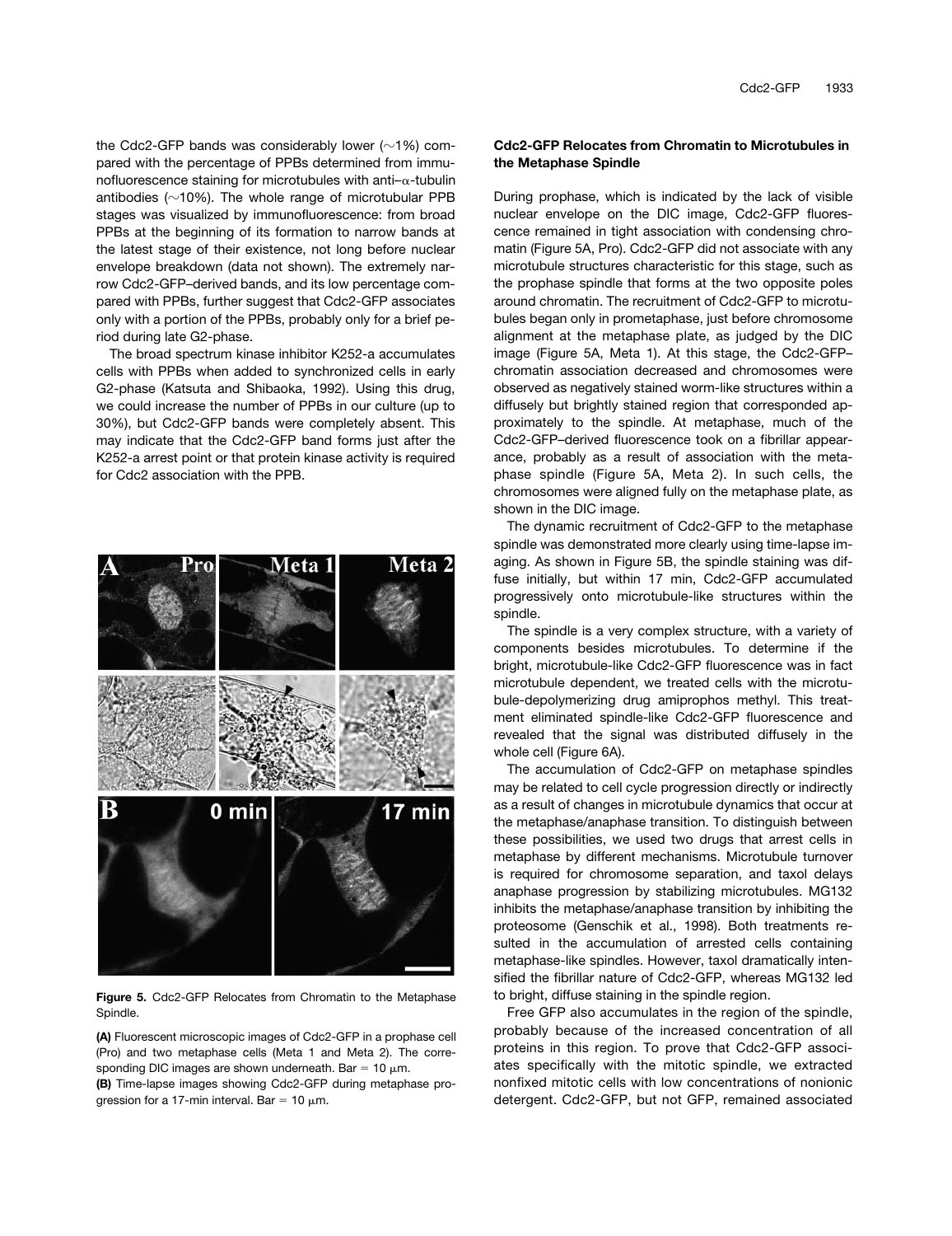the Cdc2-GFP bands was considerably lower (~1%) compared with the percentage of PPBs determined from immunofluorescence staining for microtubules with anti–α-tubulin antibodies (~10%). The whole range of microtubular PPB stages was visualized by immunofluorescence: from broad PPBs at the beginning of its formation to narrow bands at the latest stage of their existence, not long before nuclear envelope breakdown (data not shown). The extremely narrow Cdc2-GFP–derived bands, and its low percentage compared with PPBs, further suggest that Cdc2-GFP associates only with a portion of the PPBs, probably only for a brief period during late G2-phase.

The broad spectrum kinase inhibitor K252-a accumulates cells with PPBs when added to synchronized cells in early G2-phase (Katsuta and Shibaoka, 1992). Using this drug, we could increase the number of PPBs in our culture (up to 30%), but Cdc2-GFP bands were completely absent. This may indicate that the Cdc2-GFP band forms just after the K252-a arrest point or that protein kinase activity is required for Cdc2 association with the PPB.

**Figure 5.** Cdc2-GFP Relocates from Chromatin to the Metaphase Spindle.

**(A)** Fluorescent microscopic images of Cdc2-GFP in a prophase cell (Pro) and two metaphase cells (Meta 1 and Meta 2). The corresponding DIC images are shown underneath. Bar = 10 μm.

**(B)** Time-lapse images showing Cdc2-GFP during metaphase progression for a 17-min interval. Bar = 10 μm.

### Cdc2-GFP Relocates from Chromatin to Microtubules in the Metaphase Spindle

During prophase, which is indicated by the lack of visible nuclear envelope on the DIC image, Cdc2-GFP fluorescence remained in tight association with condensing chromatin (Figure 5A, Pro). Cdc2-GFP did not associate with any microtubule structures characteristic for this stage, such as the prophase spindle that forms at the two opposite poles around chromatin. The recruitment of Cdc2-GFP to microtubules began only in prometaphase, just before chromosome alignment at the metaphase plate, as judged by the DIC image (Figure 5A, Meta 1). At this stage, the Cdc2-GFP–chromatin association decreased and chromosomes were observed as negatively stained worm-like structures within a diffusely but brightly stained region that corresponded approximately to the spindle. At metaphase, much of the Cdc2-GFP–derived fluorescence took on a fibrillar appearance, probably as a result of association with the metaphase spindle (Figure 5A, Meta 2). In such cells, the chromosomes were aligned fully on the metaphase plate, as shown in the DIC image.

The dynamic recruitment of Cdc2-GFP to the metaphase spindle was demonstrated more clearly using time-lapse imaging. As shown in Figure 5B, the spindle staining was diffuse initially, but within 17 min, Cdc2-GFP accumulated progressively onto microtubule-like structures within the spindle.

The spindle is a very complex structure, with a variety of components besides microtubules. To determine if the bright, microtubule-like Cdc2-GFP fluorescence was in fact microtubule dependent, we treated cells with the microtubule-depolymerizing drug amiprophos methyl. This treatment eliminated spindle-like Cdc2-GFP fluorescence and revealed that the signal was distributed diffusely in the whole cell (Figure 6A).

The accumulation of Cdc2-GFP on metaphase spindles may be related to cell cycle progression directly or indirectly as a result of changes in microtubule dynamics that occur at the metaphase/anaphase transition. To distinguish between these possibilities, we used two drugs that arrest cells in metaphase by different mechanisms. Microtubule turnover is required for chromosome separation, and taxol delays anaphase progression by stabilizing microtubules. MG132 inhibits the metaphase/anaphase transition by inhibiting the proteosome (Genschik et al., 1998). Both treatments resulted in the accumulation of arrested cells containing metaphase-like spindles. However, taxol dramatically intensified the fibrillar nature of Cdc2-GFP, whereas MG132 led to bright, diffuse staining in the spindle region.

Free GFP also accumulates in the region of the spindle, probably because of the increased concentration of all proteins in this region. To prove that Cdc2-GFP associates specifically with the mitotic spindle, we extracted nonfixed mitotic cells with low concentrations of nonionic detergent. Cdc2-GFP, but not GFP, remained associated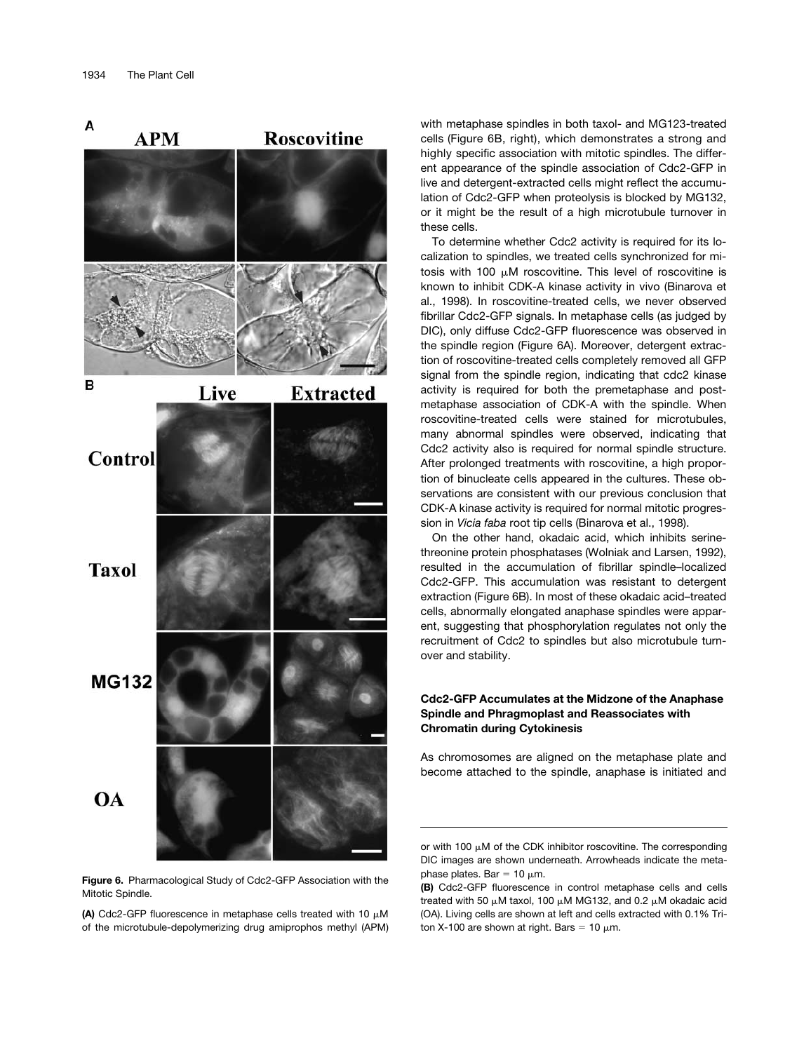A

APM

Roscovitine

B

Live

Extracted

Control

Taxol

MG132

OA

**Figure 6.** Pharmacological Study of Cdc2-GFP Association with the Mitotic Spindle.

**(A)** Cdc2-GFP fluorescence in metaphase cells treated with 10 μM of the microtubule-depolymerizing drug amiprophos methyl (APM) or with 100 μM of the CDK inhibitor roscovitine. The corresponding DIC images are shown underneath. Arrowheads indicate the metaphase plates. Bar = 10 μm.

**(B)** Cdc2-GFP fluorescence in control metaphase cells and cells treated with 50 μM taxol, 100 μM MG132, and 0.2 μM okadaic acid (OA). Living cells are shown at left and cells extracted with 0.1% Triton X-100 are shown at right. Bars = 10 μm.

with metaphase spindles in both taxol- and MG123-treated cells (Figure 6B, right), which demonstrates a strong and highly specific association with mitotic spindles. The different appearance of the spindle association of Cdc2-GFP in live and detergent-extracted cells might reflect the accumulation of Cdc2-GFP when proteolysis is blocked by MG132, or it might be the result of a high microtubule turnover in these cells.

To determine whether Cdc2 activity is required for its localization to spindles, we treated cells synchronized for mitosis with 100 μM roscovitine. This level of roscovitine is known to inhibit CDK-A kinase activity in vivo (Binarova et al., 1998). In roscovitine-treated cells, we never observed fibrillar Cdc2-GFP signals. In metaphase cells (as judged by DIC), only diffuse Cdc2-GFP fluorescence was observed in the spindle region (Figure 6A). Moreover, detergent extraction of roscovitine-treated cells completely removed all GFP signal from the spindle region, indicating that cdc2 kinase activity is required for both the premetaphase and postmetaphase association of CDK-A with the spindle. When roscovitine-treated cells were stained for microtubules, many abnormal spindles were observed, indicating that Cdc2 activity also is required for normal spindle structure. After prolonged treatments with roscovitine, a high proportion of binucleate cells appeared in the cultures. These observations are consistent with our previous conclusion that CDK-A kinase activity is required for normal mitotic progression in *Vicia faba* root tip cells (Binarova et al., 1998).

On the other hand, okadaic acid, which inhibits serine-threonine protein phosphatases (Wolniak and Larsen, 1992), resulted in the accumulation of fibrillar spindle–localized Cdc2-GFP. This accumulation was resistant to detergent extraction (Figure 6B). In most of these okadaic acid–treated cells, abnormally elongated anaphase spindles were apparent, suggesting that phosphorylation regulates not only the recruitment of Cdc2 to spindles but also microtubule turnover and stability.

### Cdc2-GFP Accumulates at the Midzone of the Anaphase Spindle and Phragmoplast and Reassociates with Chromatin during Cytokinesis

As chromosomes are aligned on the metaphase plate and become attached to the spindle, anaphase is initiated and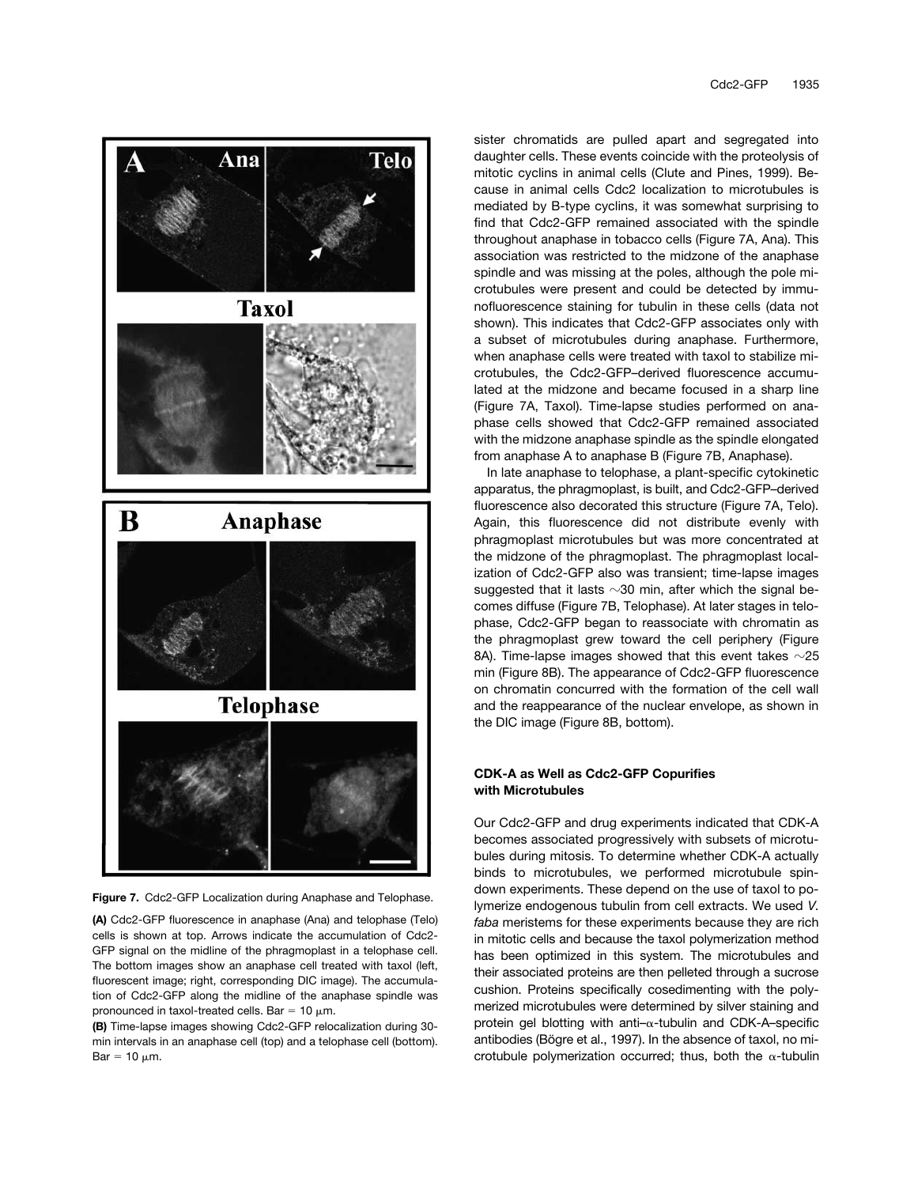A Ana Telo

Taxol

B Anaphase

Telophase

**Figure 7.** Cdc2-GFP Localization during Anaphase and Telophase.

**(A)** Cdc2-GFP fluorescence in anaphase (Ana) and telophase (Telo) cells is shown at top. Arrows indicate the accumulation of Cdc2-GFP signal on the midline of the phragmoplast in a telophase cell. The bottom images show an anaphase cell treated with taxol (left, fluorescent image; right, corresponding DIC image). The accumulation of Cdc2-GFP along the midline of the anaphase spindle was pronounced in taxol-treated cells. Bar = 10 μm.

**(B)** Time-lapse images showing Cdc2-GFP relocalization during 30-min intervals in an anaphase cell (top) and a telophase cell (bottom). Bar = 10 μm.

sister chromatids are pulled apart and segregated into daughter cells. These events coincide with the proteolysis of mitotic cyclins in animal cells (Clute and Pines, 1999). Because in animal cells Cdc2 localization to microtubules is mediated by B-type cyclins, it was somewhat surprising to find that Cdc2-GFP remained associated with the spindle throughout anaphase in tobacco cells (Figure 7A, Ana). This association was restricted to the midzone of the anaphase spindle and was missing at the poles, although the pole microtubules were present and could be detected by immunofluorescence staining for tubulin in these cells (data not shown). This indicates that Cdc2-GFP associates only with a subset of microtubules during anaphase. Furthermore, when anaphase cells were treated with taxol to stabilize microtubules, the Cdc2-GFP–derived fluorescence accumulated at the midzone and became focused in a sharp line (Figure 7A, Taxol). Time-lapse studies performed on anaphase cells showed that Cdc2-GFP remained associated with the midzone anaphase spindle as the spindle elongated from anaphase A to anaphase B (Figure 7B, Anaphase).

In late anaphase to telophase, a plant-specific cytokinetic apparatus, the phragmoplast, is built, and Cdc2-GFP–derived fluorescence also decorated this structure (Figure 7A, Telo). Again, this fluorescence did not distribute evenly with phragmoplast microtubules but was more concentrated at the midzone of the phragmoplast. The phragmoplast localization of Cdc2-GFP also was transient; time-lapse images suggested that it lasts ~30 min, after which the signal becomes diffuse (Figure 7B, Telophase). At later stages in telophase, Cdc2-GFP began to reassociate with chromatin as the phragmoplast grew toward the cell periphery (Figure 8A). Time-lapse images showed that this event takes ~25 min (Figure 8B). The appearance of Cdc2-GFP fluorescence on chromatin concurred with the formation of the cell wall and the reappearance of the nuclear envelope, as shown in the DIC image (Figure 8B, bottom).

### CDK-A as Well as Cdc2-GFP Copurifies with Microtubules

Our Cdc2-GFP and drug experiments indicated that CDK-A becomes associated progressively with subsets of microtubules during mitosis. To determine whether CDK-A actually binds to microtubules, we performed microtubule spin-down experiments. These depend on the use of taxol to polymerize endogenous tubulin from cell extracts. We used *V. faba* meristems for these experiments because they are rich in mitotic cells and because the taxol polymerization method has been optimized in this system. The microtubules and their associated proteins are then pelleted through a sucrose cushion. Proteins specifically cosedimenting with the polymerized microtubules were determined by silver staining and protein gel blotting with anti–α-tubulin and CDK-A–specific antibodies (Bögre et al., 1997). In the absence of taxol, no microtubule polymerization occurred; thus, both the α-tubulin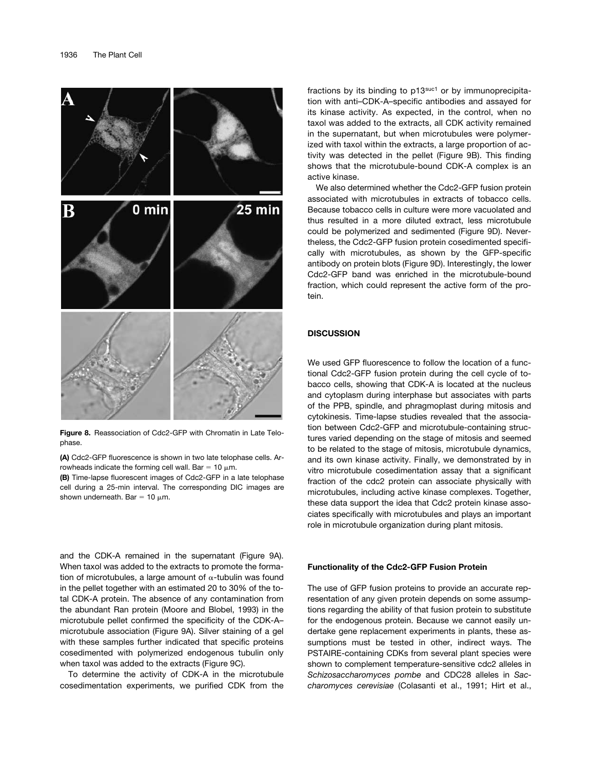Figure 8. Reassociation of Cdc2-GFP with Chromatin in Late Telophase.

**(A)** Cdc2-GFP fluorescence is shown in two late telophase cells. Arrowheads indicate the forming cell wall. Bar = 10 μm.

**(B)** Time-lapse fluorescent images of Cdc2-GFP in a late telophase cell during a 25-min interval. The corresponding DIC images are shown underneath. Bar = 10 μm.

and the CDK-A remained in the supernatant (Figure 9A). When taxol was added to the extracts to promote the formation of microtubules, a large amount of α-tubulin was found in the pellet together with an estimated 20 to 30% of the total CDK-A protein. The absence of any contamination from the abundant Ran protein (Moore and Blobel, 1993) in the microtubule pellet confirmed the specificity of the CDK-A–microtubule association (Figure 9A). Silver staining of a gel with these samples further indicated that specific proteins cosedimented with polymerized endogenous tubulin only when taxol was added to the extracts (Figure 9C).

To determine the activity of CDK-A in the microtubule cosedimentation experiments, we purified CDK from the fractions by its binding to p13[suc1] or by immunoprecipitation with anti–CDK-A–specific antibodies and assayed for its kinase activity. As expected, in the control, when no taxol was added to the extracts, all CDK activity remained in the supernatant, but when microtubules were polymerized with taxol within the extracts, a large proportion of activity was detected in the pellet (Figure 9B). This finding shows that the microtubule-bound CDK-A complex is an active kinase.

We also determined whether the Cdc2-GFP fusion protein associated with microtubules in extracts of tobacco cells. Because tobacco cells in culture were more vacuolated and thus resulted in a more diluted extract, less microtubule could be polymerized and sedimented (Figure 9D). Nevertheless, the Cdc2-GFP fusion protein cosedimented specifically with microtubules, as shown by the GFP-specific antibody on protein blots (Figure 9D). Interestingly, the lower Cdc2-GFP band was enriched in the microtubule-bound fraction, which could represent the active form of the protein.

## DISCUSSION

We used GFP fluorescence to follow the location of a functional Cdc2-GFP fusion protein during the cell cycle of tobacco cells, showing that CDK-A is located at the nucleus and cytoplasm during interphase but associates with parts of the PPB, spindle, and phragmoplast during mitosis and cytokinesis. Time-lapse studies revealed that the association between Cdc2-GFP and microtubule-containing structures varied depending on the stage of mitosis and seemed to be related to the stage of mitosis, microtubule dynamics, and its own kinase activity. Finally, we demonstrated by in vitro microtubule cosedimentation assay that a significant fraction of the cdc2 protein can associate physically with microtubules, including active kinase complexes. Together, these data support the idea that Cdc2 protein kinase associates specifically with microtubules and plays an important role in microtubule organization during plant mitosis.

### Functionality of the Cdc2-GFP Fusion Protein

The use of GFP fusion proteins to provide an accurate representation of any given protein depends on some assumptions regarding the ability of that fusion protein to substitute for the endogenous protein. Because we cannot easily undertake gene replacement experiments in plants, these assumptions must be tested in other, indirect ways. The PSTAIRE-containing CDKs from several plant species were shown to complement temperature-sensitive cdc2 alleles in *Schizosaccharomyces pombe* and CDC28 alleles in *Saccharomyces cerevisiae* (Colasanti et al., 1991; Hirt et al.,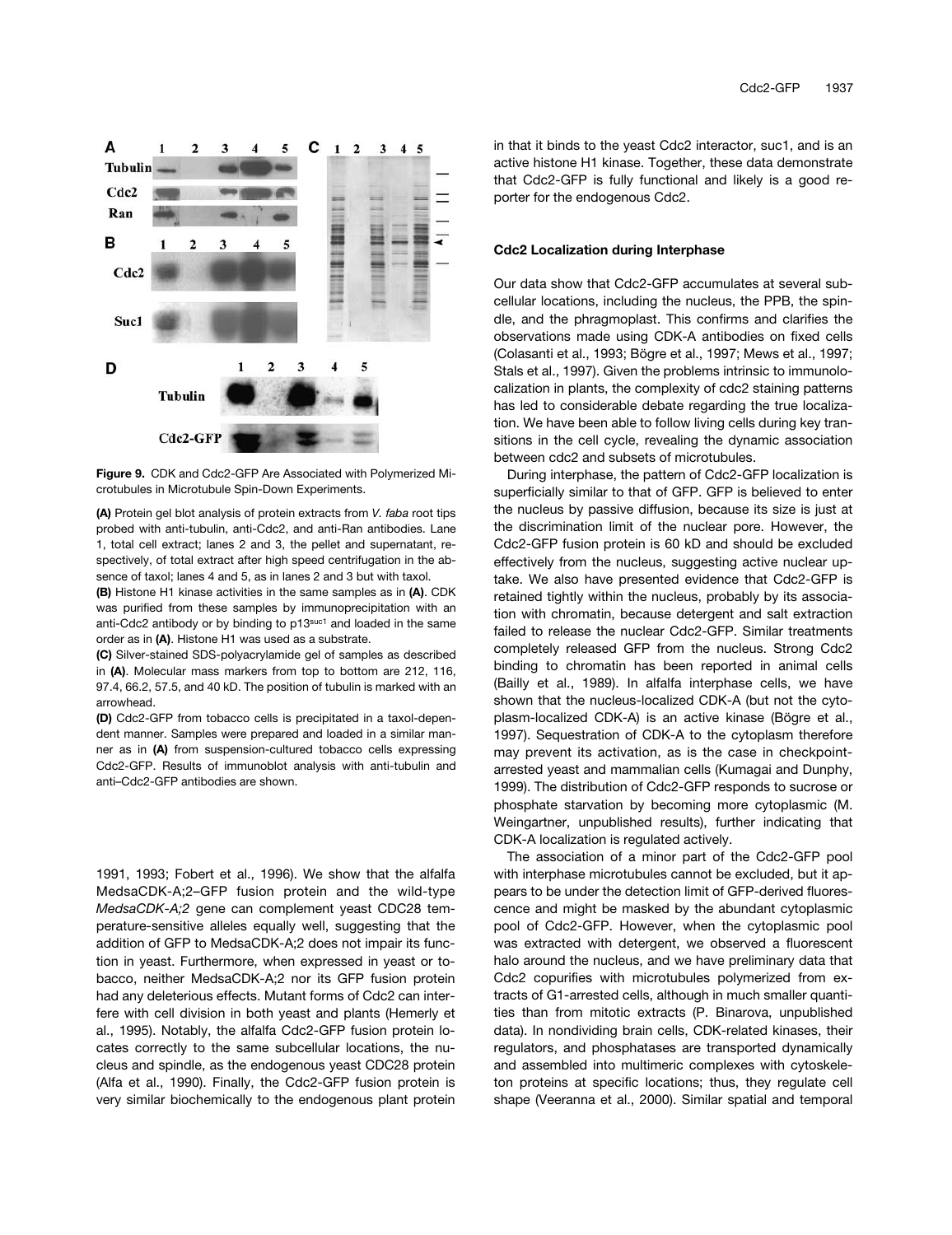A 1 2 3 4 5
Tubulin
Cdc2
Ran

B 1 2 3 4 5
Cdc2
Suc1

C 1 2 3 4 5

D 1 2 3 4 5
Tubulin
Cdc2-GFP

**Figure 9.** CDK and Cdc2-GFP Are Associated with Polymerized Microtubules in Microtubule Spin-Down Experiments.

**(A)** Protein gel blot analysis of protein extracts from *V. faba* root tips probed with anti-tubulin, anti-Cdc2, and anti-Ran antibodies. Lane 1, total cell extract; lanes 2 and 3, the pellet and supernatant, respectively, of total extract after high speed centrifugation in the absence of taxol; lanes 4 and 5, as in lanes 2 and 3 but with taxol.

**(B)** Histone H1 kinase activities in the same samples as in **(A)**. CDK was purified from these samples by immunoprecipitation with an anti-Cdc2 antibody or by binding to p13[suc1] and loaded in the same order as in **(A)**. Histone H1 was used as a substrate.

**(C)** Silver-stained SDS-polyacrylamide gel of samples as described in **(A)**. Molecular mass markers from top to bottom are 212, 116, 97.4, 66.2, 57.5, and 40 kD. The position of tubulin is marked with an arrowhead.

**(D)** Cdc2-GFP from tobacco cells is precipitated in a taxol-dependent manner. Samples were prepared and loaded in a similar manner as in **(A)** from suspension-cultured tobacco cells expressing Cdc2-GFP. Results of immunoblot analysis with anti-tubulin and anti–Cdc2-GFP antibodies are shown.

1991, 1993; Fobert et al., 1996). We show that the alfalfa MedsaCDK-A;2–GFP fusion protein and the wild-type *MedsaCDK-A;2* gene can complement yeast CDC28 temperature-sensitive alleles equally well, suggesting that the addition of GFP to MedsaCDK-A;2 does not impair its function in yeast. Furthermore, when expressed in yeast or tobacco, neither MedsaCDK-A;2 nor its GFP fusion protein had any deleterious effects. Mutant forms of Cdc2 can interfere with cell division in both yeast and plants (Hemerly et al., 1995). Notably, the alfalfa Cdc2-GFP fusion protein locates correctly to the same subcellular locations, the nucleus and spindle, as the endogenous yeast CDC28 protein (Alfa et al., 1990). Finally, the Cdc2-GFP fusion protein is very similar biochemically to the endogenous plant protein in that it binds to the yeast Cdc2 interactor, suc1, and is an active histone H1 kinase. Together, these data demonstrate that Cdc2-GFP is fully functional and likely is a good reporter for the endogenous Cdc2.

### Cdc2 Localization during Interphase

Our data show that Cdc2-GFP accumulates at several subcellular locations, including the nucleus, the PPB, the spindle, and the phragmoplast. This confirms and clarifies the observations made using CDK-A antibodies on fixed cells (Colasanti et al., 1993; Bögre et al., 1997; Mews et al., 1997; Stals et al., 1997). Given the problems intrinsic to immunolocalization in plants, the complexity of cdc2 staining patterns has led to considerable debate regarding the true localization. We have been able to follow living cells during key transitions in the cell cycle, revealing the dynamic association between cdc2 and subsets of microtubules.

During interphase, the pattern of Cdc2-GFP localization is superficially similar to that of GFP. GFP is believed to enter the nucleus by passive diffusion, because its size is just at the discrimination limit of the nuclear pore. However, the Cdc2-GFP fusion protein is 60 kD and should be excluded effectively from the nucleus, suggesting active nuclear uptake. We also have presented evidence that Cdc2-GFP is retained tightly within the nucleus, probably by its association with chromatin, because detergent and salt extraction failed to release the nuclear Cdc2-GFP. Similar treatments completely released GFP from the nucleus. Strong Cdc2 binding to chromatin has been reported in animal cells (Bailly et al., 1989). In alfalfa interphase cells, we have shown that the nucleus-localized CDK-A (but not the cytoplasm-localized CDK-A) is an active kinase (Bögre et al., 1997). Sequestration of CDK-A to the cytoplasm therefore may prevent its activation, as is the case in checkpoint-arrested yeast and mammalian cells (Kumagai and Dunphy, 1999). The distribution of Cdc2-GFP responds to sucrose or phosphate starvation by becoming more cytoplasmic (M. Weingartner, unpublished results), further indicating that CDK-A localization is regulated actively.

The association of a minor part of the Cdc2-GFP pool with interphase microtubules cannot be excluded, but it appears to be under the detection limit of GFP-derived fluorescence and might be masked by the abundant cytoplasmic pool of Cdc2-GFP. However, when the cytoplasmic pool was extracted with detergent, we observed a fluorescent halo around the nucleus, and we have preliminary data that Cdc2 copurifies with microtubules polymerized from extracts of G1-arrested cells, although in much smaller quantities than from mitotic extracts (P. Binarova, unpublished data). In nondividing brain cells, CDK-related kinases, their regulators, and phosphatases are transported dynamically and assembled into multimeric complexes with cytoskeleton proteins at specific locations; thus, they regulate cell shape (Veeranna et al., 2000). Similar spatial and temporal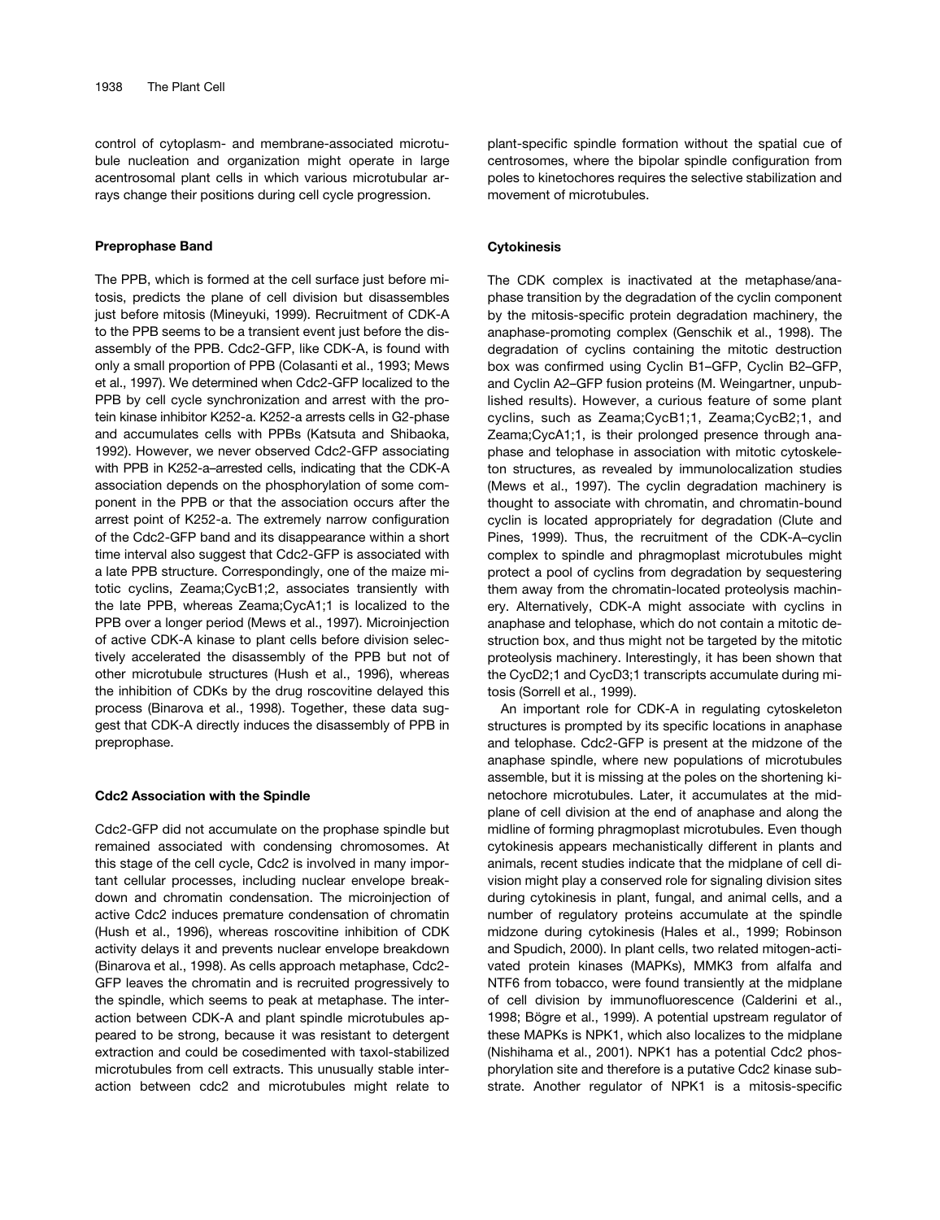control of cytoplasm- and membrane-associated microtubule nucleation and organization might operate in large acentrosomal plant cells in which various microtubular arrays change their positions during cell cycle progression.

### Preprophase Band

The PPB, which is formed at the cell surface just before mitosis, predicts the plane of cell division but disassembles just before mitosis (Mineyuki, 1999). Recruitment of CDK-A to the PPB seems to be a transient event just before the disassembly of the PPB. Cdc2-GFP, like CDK-A, is found with only a small proportion of PPB (Colasanti et al., 1993; Mews et al., 1997). We determined when Cdc2-GFP localized to the PPB by cell cycle synchronization and arrest with the protein kinase inhibitor K252-a. K252-a arrests cells in G2-phase and accumulates cells with PPBs (Katsuta and Shibaoka, 1992). However, we never observed Cdc2-GFP associating with PPB in K252-a–arrested cells, indicating that the CDK-A association depends on the phosphorylation of some component in the PPB or that the association occurs after the arrest point of K252-a. The extremely narrow configuration of the Cdc2-GFP band and its disappearance within a short time interval also suggest that Cdc2-GFP is associated with a late PPB structure. Correspondingly, one of the maize mitotic cyclins, Zeama;CycB1;2, associates transiently with the late PPB, whereas Zeama;CycA1;1 is localized to the PPB over a longer period (Mews et al., 1997). Microinjection of active CDK-A kinase to plant cells before division selectively accelerated the disassembly of the PPB but not of other microtubule structures (Hush et al., 1996), whereas the inhibition of CDKs by the drug roscovitine delayed this process (Binarova et al., 1998). Together, these data suggest that CDK-A directly induces the disassembly of PPB in preprophase.

### Cdc2 Association with the Spindle

Cdc2-GFP did not accumulate on the prophase spindle but remained associated with condensing chromosomes. At this stage of the cell cycle, Cdc2 is involved in many important cellular processes, including nuclear envelope breakdown and chromatin condensation. The microinjection of active Cdc2 induces premature condensation of chromatin (Hush et al., 1996), whereas roscovitine inhibition of CDK activity delays it and prevents nuclear envelope breakdown (Binarova et al., 1998). As cells approach metaphase, Cdc2-GFP leaves the chromatin and is recruited progressively to the spindle, which seems to peak at metaphase. The interaction between CDK-A and plant spindle microtubules appeared to be strong, because it was resistant to detergent extraction and could be cosedimented with taxol-stabilized microtubules from cell extracts. This unusually stable interaction between cdc2 and microtubules might relate to plant-specific spindle formation without the spatial cue of centrosomes, where the bipolar spindle configuration from poles to kinetochores requires the selective stabilization and movement of microtubules.

### Cytokinesis

The CDK complex is inactivated at the metaphase/anaphase transition by the degradation of the cyclin component by the mitosis-specific protein degradation machinery, the anaphase-promoting complex (Genschik et al., 1998). The degradation of cyclins containing the mitotic destruction box was confirmed using Cyclin B1–GFP, Cyclin B2–GFP, and Cyclin A2–GFP fusion proteins (M. Weingartner, unpublished results). However, a curious feature of some plant cyclins, such as Zeama;CycB1;1, Zeama;CycB2;1, and Zeama;CycA1;1, is their prolonged presence through anaphase and telophase in association with mitotic cytoskeleton structures, as revealed by immunolocalization studies (Mews et al., 1997). The cyclin degradation machinery is thought to associate with chromatin, and chromatin-bound cyclin is located appropriately for degradation (Clute and Pines, 1999). Thus, the recruitment of the CDK-A–cyclin complex to spindle and phragmoplast microtubules might protect a pool of cyclins from degradation by sequestering them away from the chromatin-located proteolysis machinery. Alternatively, CDK-A might associate with cyclins in anaphase and telophase, which do not contain a mitotic destruction box, and thus might not be targeted by the mitotic proteolysis machinery. Interestingly, it has been shown that the CycD2;1 and CycD3;1 transcripts accumulate during mitosis (Sorrell et al., 1999).

An important role for CDK-A in regulating cytoskeleton structures is prompted by its specific locations in anaphase and telophase. Cdc2-GFP is present at the midzone of the anaphase spindle, where new populations of microtubules assemble, but it is missing at the poles on the shortening kinetochore microtubules. Later, it accumulates at the midplane of cell division at the end of anaphase and along the midline of forming phragmoplast microtubules. Even though cytokinesis appears mechanistically different in plants and animals, recent studies indicate that the midplane of cell division might play a conserved role for signaling division sites during cytokinesis in plant, fungal, and animal cells, and a number of regulatory proteins accumulate at the spindle midzone during cytokinesis (Hales et al., 1999; Robinson and Spudich, 2000). In plant cells, two related mitogen-activated protein kinases (MAPKs), MMK3 from alfalfa and NTF6 from tobacco, were found transiently at the midplane of cell division by immunofluorescence (Calderini et al., 1998; Bögre et al., 1999). A potential upstream regulator of these MAPKs is NPK1, which also localizes to the midplane (Nishihama et al., 2001). NPK1 has a potential Cdc2 phosphorylation site and therefore is a putative Cdc2 kinase substrate. Another regulator of NPK1 is a mitosis-specific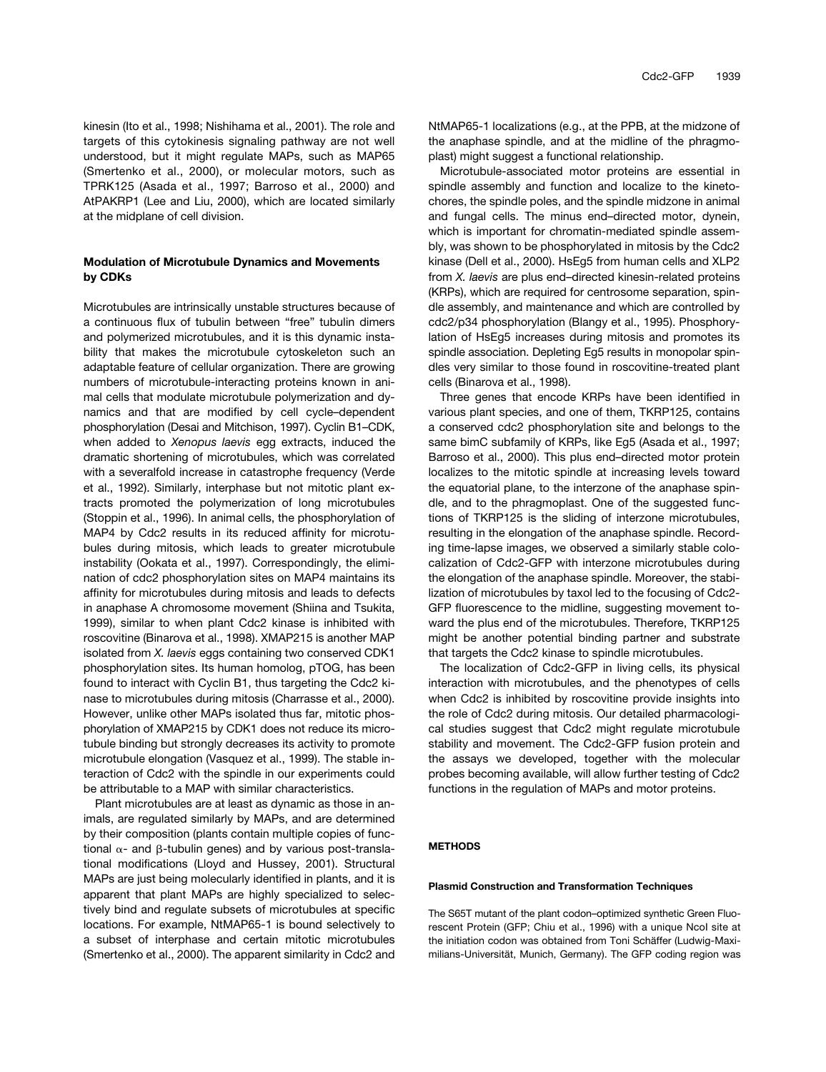kinesin (Ito et al., 1998; Nishihama et al., 2001). The role and targets of this cytokinesis signaling pathway are not well understood, but it might regulate MAPs, such as MAP65 (Smertenko et al., 2000), or molecular motors, such as TPRK125 (Asada et al., 1997; Barroso et al., 2000) and AtPAKRP1 (Lee and Liu, 2000), which are located similarly at the midplane of cell division.

### Modulation of Microtubule Dynamics and Movements by CDKs

Microtubules are intrinsically unstable structures because of a continuous flux of tubulin between "free" tubulin dimers and polymerized microtubules, and it is this dynamic instability that makes the microtubule cytoskeleton such an adaptable feature of cellular organization. There are growing numbers of microtubule-interacting proteins known in animal cells that modulate microtubule polymerization and dynamics and that are modified by cell cycle–dependent phosphorylation (Desai and Mitchison, 1997). Cyclin B1–CDK, when added to *Xenopus laevis* egg extracts, induced the dramatic shortening of microtubules, which was correlated with a severalfold increase in catastrophe frequency (Verde et al., 1992). Similarly, interphase but not mitotic plant extracts promoted the polymerization of long microtubules (Stoppin et al., 1996). In animal cells, the phosphorylation of MAP4 by Cdc2 results in its reduced affinity for microtubules during mitosis, which leads to greater microtubule instability (Ookata et al., 1997). Correspondingly, the elimination of cdc2 phosphorylation sites on MAP4 maintains its affinity for microtubules during mitosis and leads to defects in anaphase A chromosome movement (Shiina and Tsukita, 1999), similar to when plant Cdc2 kinase is inhibited with roscovitine (Binarova et al., 1998). XMAP215 is another MAP isolated from *X. laevis* eggs containing two conserved CDK1 phosphorylation sites. Its human homolog, pTOG, has been found to interact with Cyclin B1, thus targeting the Cdc2 kinase to microtubules during mitosis (Charrasse et al., 2000). However, unlike other MAPs isolated thus far, mitotic phosphorylation of XMAP215 by CDK1 does not reduce its microtubule binding but strongly decreases its activity to promote microtubule elongation (Vasquez et al., 1999). The stable interaction of Cdc2 with the spindle in our experiments could be attributable to a MAP with similar characteristics.

Plant microtubules are at least as dynamic as those in animals, are regulated similarly by MAPs, and are determined by their composition (plants contain multiple copies of functional $\alpha$- and $\beta$-tubulin genes) and by various post-translational modifications (Lloyd and Hussey, 2001). Structural MAPs are just being molecularly identified in plants, and it is apparent that plant MAPs are highly specialized to selectively bind and regulate subsets of microtubules at specific locations. For example, NtMAP65-1 is bound selectively to a subset of interphase and certain mitotic microtubules (Smertenko et al., 2000). The apparent similarity in Cdc2 and NtMAP65-1 localizations (e.g., at the PPB, at the midzone of the anaphase spindle, and at the midline of the phragmoplast) might suggest a functional relationship.

Microtubule-associated motor proteins are essential in spindle assembly and function and localize to the kinetochores, the spindle poles, and the spindle midzone in animal and fungal cells. The minus end–directed motor, dynein, which is important for chromatin-mediated spindle assembly, was shown to be phosphorylated in mitosis by the Cdc2 kinase (Dell et al., 2000). HsEg5 from human cells and XLP2 from *X. laevis* are plus end–directed kinesin-related proteins (KRPs), which are required for centrosome separation, spindle assembly, and maintenance and which are controlled by cdc2/p34 phosphorylation (Blangy et al., 1995). Phosphorylation of HsEg5 increases during mitosis and promotes its spindle association. Depleting Eg5 results in monopolar spindles very similar to those found in roscovitine-treated plant cells (Binarova et al., 1998).

Three genes that encode KRPs have been identified in various plant species, and one of them, TKRP125, contains a conserved cdc2 phosphorylation site and belongs to the same bimC subfamily of KRPs, like Eg5 (Asada et al., 1997; Barroso et al., 2000). This plus end–directed motor protein localizes to the mitotic spindle at increasing levels toward the equatorial plane, to the interzone of the anaphase spindle, and to the phragmoplast. One of the suggested functions of TKRP125 is the sliding of interzone microtubules, resulting in the elongation of the anaphase spindle. Recording time-lapse images, we observed a similarly stable colocalization of Cdc2-GFP with interzone microtubules during the elongation of the anaphase spindle. Moreover, the stabilization of microtubules by taxol led to the focusing of Cdc2-GFP fluorescence to the midline, suggesting movement toward the plus end of the microtubules. Therefore, TKRP125 might be another potential binding partner and substrate that targets the Cdc2 kinase to spindle microtubules.

The localization of Cdc2-GFP in living cells, its physical interaction with microtubules, and the phenotypes of cells when Cdc2 is inhibited by roscovitine provide insights into the role of Cdc2 during mitosis. Our detailed pharmacological studies suggest that Cdc2 might regulate microtubule stability and movement. The Cdc2-GFP fusion protein and the assays we developed, together with the molecular probes becoming available, will allow further testing of Cdc2 functions in the regulation of MAPs and motor proteins.

## METHODS

### Plasmid Construction and Transformation Techniques

The S65T mutant of the plant codon–optimized synthetic Green Fluorescent Protein (GFP; Chiu et al., 1996) with a unique NcoI site at the initiation codon was obtained from Toni Schäffer (Ludwig-Maximilians-Universität, Munich, Germany). The GFP coding region was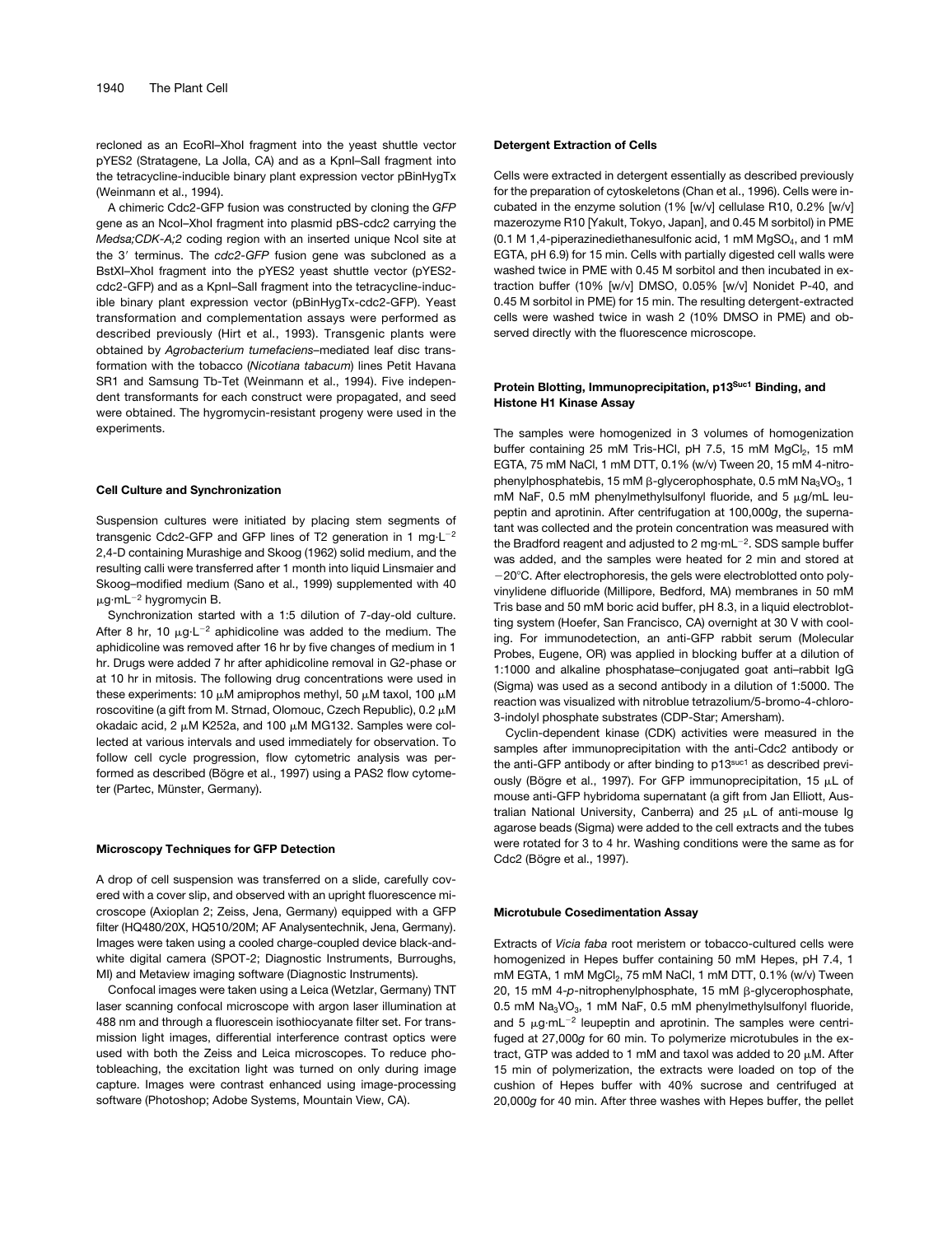recloned as an EcoRI–XhoI fragment into the yeast shuttle vector pYES2 (Stratagene, La Jolla, CA) and as a KpnI–SalI fragment into the tetracycline-inducible binary plant expression vector pBinHygTx (Weinmann et al., 1994).

A chimeric Cdc2-GFP fusion was constructed by cloning the *GFP* gene as an NcoI–XhoI fragment into plasmid pBS-cdc2 carrying the *Medsa;CDK-A;2* coding region with an inserted unique NcoI site at the 3′ terminus. The *cdc2-GFP* fusion gene was subcloned as a BstXI–XhoI fragment into the pYES2 yeast shuttle vector (pYES2-cdc2-GFP) and as a KpnI–SalI fragment into the tetracycline-inducible binary plant expression vector (pBinHygTx-cdc2-GFP). Yeast transformation and complementation assays were performed as described previously (Hirt et al., 1993). Transgenic plants were obtained by *Agrobacterium tumefaciens*–mediated leaf disc transformation with the tobacco (*Nicotiana tabacum*) lines Petit Havana SR1 and Samsung Tb-Tet (Weinmann et al., 1994). Five independent transformants for each construct were propagated, and seed were obtained. The hygromycin-resistant progeny were used in the experiments.

### Cell Culture and Synchronization

Suspension cultures were initiated by placing stem segments of transgenic Cdc2-GFP and GFP lines of T2 generation in 1 $mg \cdot L^{-2}$ 2,4-D containing Murashige and Skoog (1962) solid medium, and the resulting calli were transferred after 1 month into liquid Linsmaier and Skoog–modified medium (Sano et al., 1999) supplemented with 40 $\mu g \cdot mL^{-2}$ hygromycin B.

Synchronization started with a 1:5 dilution of 7-day-old culture. After 8 hr, 10 $\mu g \cdot L^{-2}$ aphidicoline was added to the medium. The aphidicoline was removed after 16 hr by five changes of medium in 1 hr. Drugs were added 7 hr after aphidicoline removal in G2-phase or at 10 hr in mitosis. The following drug concentrations were used in these experiments: 10 μM amiprophos methyl, 50 μM taxol, 100 μM roscovitine (a gift from M. Strnad, Olomouc, Czech Republic), 0.2 μM okadaic acid, 2 μM K252a, and 100 μM MG132. Samples were collected at various intervals and used immediately for observation. To follow cell cycle progression, flow cytometric analysis was performed as described (Bögre et al., 1997) using a PAS2 flow cytometer (Partec, Münster, Germany).

### Microscopy Techniques for GFP Detection

A drop of cell suspension was transferred on a slide, carefully covered with a cover slip, and observed with an upright fluorescence microscope (Axioplan 2; Zeiss, Jena, Germany) equipped with a GFP filter (HQ480/20X, HQ510/20M; AF Analysentechnik, Jena, Germany). Images were taken using a cooled charge-coupled device black-and-white digital camera (SPOT-2; Diagnostic Instruments, Burroughs, MI) and Metaview imaging software (Diagnostic Instruments).

Confocal images were taken using a Leica (Wetzlar, Germany) TNT laser scanning confocal microscope with argon laser illumination at 488 nm and through a fluorescein isothiocyanate filter set. For transmission light images, differential interference contrast optics were used with both the Zeiss and Leica microscopes. To reduce photobleaching, the excitation light was turned on only during image capture. Images were contrast enhanced using image-processing software (Photoshop; Adobe Systems, Mountain View, CA).

### Detergent Extraction of Cells

Cells were extracted in detergent essentially as described previously for the preparation of cytoskeletons (Chan et al., 1996). Cells were incubated in the enzyme solution (1% [w/v] cellulase R10, 0.2% [w/v] mazerozyme R10 [Yakult, Tokyo, Japan], and 0.45 M sorbitol) in PME (0.1 M 1,4-piperazinediethanesulfonic acid, 1 mM $MgSO_4$, and 1 mM EGTA, pH 6.9) for 15 min. Cells with partially digested cell walls were washed twice in PME with 0.45 M sorbitol and then incubated in extraction buffer (10% [w/v] DMSO, 0.05% [w/v] Nonidet P-40, and 0.45 M sorbitol in PME) for 15 min. The resulting detergent-extracted cells were washed twice in wash 2 (10% DMSO in PME) and observed directly with the fluorescence microscope.

### Protein Blotting, Immunoprecipitation, p13$^{Suc1}$ Binding, and Histone H1 Kinase Assay

The samples were homogenized in 3 volumes of homogenization buffer containing 25 mM Tris-HCl, pH 7.5, 15 mM $MgCl_2$, 15 mM EGTA, 75 mM NaCl, 1 mM DTT, 0.1% (w/v) Tween 20, 15 mM 4-nitrophenylphosphatebis, 15 mM β-glycerophosphate, 0.5 mM $Na_3VO_3$, 1 mM NaF, 0.5 mM phenylmethylsulfonyl fluoride, and 5 μg/mL leupeptin and aprotinin. After centrifugation at 100,000*g*, the supernatant was collected and the protein concentration was measured with the Bradford reagent and adjusted to 2 $mg \cdot mL^{-2}$. SDS sample buffer was added, and the samples were heated for 2 min and stored at −20°C. After electrophoresis, the gels were electroblotted onto polyvinylidene difluoride (Millipore, Bedford, MA) membranes in 50 mM Tris base and 50 mM boric acid buffer, pH 8.3, in a liquid electroblotting system (Hoefer, San Francisco, CA) overnight at 30 V with cooling. For immunodetection, an anti-GFP rabbit serum (Molecular Probes, Eugene, OR) was applied in blocking buffer at a dilution of 1:1000 and alkaline phosphatase–conjugated goat anti–rabbit IgG (Sigma) was used as a second antibody in a dilution of 1:5000. The reaction was visualized with nitroblue tetrazolium/5-bromo-4-chloro-3-indolyl phosphate substrates (CDP-Star; Amersham).

Cyclin-dependent kinase (CDK) activities were measured in the samples after immunoprecipitation with the anti-Cdc2 antibody or the anti-GFP antibody or after binding to p13$^{suc1}$ as described previously (Bögre et al., 1997). For GFP immunoprecipitation, 15 μL of mouse anti-GFP hybridoma supernatant (a gift from Jan Elliott, Australian National University, Canberra) and 25 μL of anti-mouse Ig agarose beads (Sigma) were added to the cell extracts and the tubes were rotated for 3 to 4 hr. Washing conditions were the same as for Cdc2 (Bögre et al., 1997).

### Microtubule Cosedimentation Assay

Extracts of *Vicia faba* root meristem or tobacco-cultured cells were homogenized in Hepes buffer containing 50 mM Hepes, pH 7.4, 1 mM EGTA, 1 mM $MgCl_2$, 75 mM NaCl, 1 mM DTT, 0.1% (w/v) Tween 20, 15 mM 4-*p*-nitrophenylphosphate, 15 mM β-glycerophosphate, 0.5 mM $Na_3VO_3$, 1 mM NaF, 0.5 mM phenylmethylsulfonyl fluoride, and 5 $\mu g \cdot mL^{-2}$ leupeptin and aprotinin. The samples were centrifuged at 27,000*g* for 60 min. To polymerize microtubules in the extract, GTP was added to 1 mM and taxol was added to 20 μM. After 15 min of polymerization, the extracts were loaded on top of the cushion of Hepes buffer with 40% sucrose and centrifuged at 20,000*g* for 40 min. After three washes with Hepes buffer, the pellet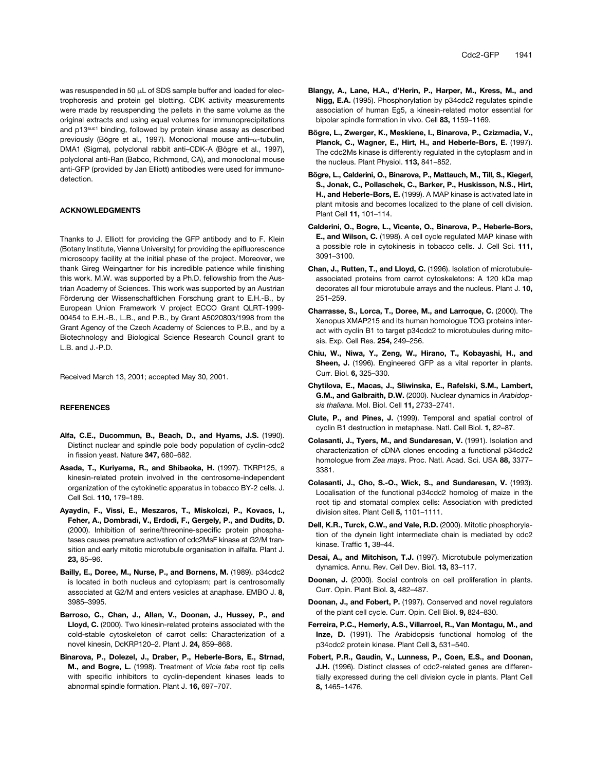was resuspended in 50 μL of SDS sample buffer and loaded for electrophoresis and protein gel blotting. CDK activity measurements were made by resuspending the pellets in the same volume as the original extracts and using equal volumes for immunoprecipitations and p13[suc1] binding, followed by protein kinase assay as described previously (Bögre et al., 1997). Monoclonal mouse anti–α-tubulin, DMA1 (Sigma), polyclonal rabbit anti–CDK-A (Bögre et al., 1997), polyclonal anti-Ran (Babco, Richmond, CA), and monoclonal mouse anti-GFP (provided by Jan Elliott) antibodies were used for immunodetection.

## ACKNOWLEDGMENTS

Thanks to J. Elliott for providing the GFP antibody and to F. Klein (Botany Institute, Vienna University) for providing the epifluorescence microscopy facility at the initial phase of the project. Moreover, we thank Gireg Weingartner for his incredible patience while finishing this work. M.W. was supported by a Ph.D. fellowship from the Austrian Academy of Sciences. This work was supported by an Austrian Förderung der Wissenschaftlichen Forschung grant to E.H.-B., by European Union Framework V project ECCO Grant QLRT-1999-00454 to E.H.-B., L.B., and P.B., by Grant A5020803/1998 from the Grant Agency of the Czech Academy of Sciences to P.B., and by a Biotechnology and Biological Science Research Council grant to L.B. and J.-P.D.

Received March 13, 2001; accepted May 30, 2001.

## REFERENCES

**Alfa, C.E., Ducommun, B., Beach, D., and Hyams, J.S.** (1990). Distinct nuclear and spindle pole body population of cyclin-cdc2 in fission yeast. Nature **347,** 680–682.

**Asada, T., Kuriyama, R., and Shibaoka, H.** (1997). TKRP125, a kinesin-related protein involved in the centrosome-independent organization of the cytokinetic apparatus in tobacco BY-2 cells. J. Cell Sci. **110,** 179–189.

**Ayaydin, F., Vissi, E., Meszaros, T., Miskolczi, P., Kovacs, I., Feher, A., Dombradi, V., Erdodi, F., Gergely, P., and Dudits, D.** (2000). Inhibition of serine/threonine-specific protein phosphatases causes premature activation of cdc2MsF kinase at G2/M transition and early mitotic microtubule organisation in alfalfa. Plant J. **23,** 85–96.

**Bailly, E., Doree, M., Nurse, P., and Bornens, M.** (1989). p34cdc2 is located in both nucleus and cytoplasm; part is centrosomally associated at G2/M and enters vesicles at anaphase. EMBO J. **8,** 3985–3995.

**Barroso, C., Chan, J., Allan, V., Doonan, J., Hussey, P., and Lloyd, C.** (2000). Two kinesin-related proteins associated with the cold-stable cytoskeleton of carrot cells: Characterization of a novel kinesin, DcKRP120–2. Plant J. **24,** 859–868.

**Binarova, P., Dolezel, J., Draber, P., Heberle-Bors, E., Strnad, M., and Bogre, L.** (1998). Treatment of *Vicia faba* root tip cells with specific inhibitors to cyclin-dependent kinases leads to abnormal spindle formation. Plant J. **16,** 697–707.

**Blangy, A., Lane, H.A., d'Herin, P., Harper, M., Kress, M., and Nigg, E.A.** (1995). Phosphorylation by p34cdc2 regulates spindle association of human Eg5, a kinesin-related motor essential for bipolar spindle formation in vivo. Cell **83,** 1159–1169.

**Bögre, L., Zwerger, K., Meskiene, I., Binarova, P., Czizmadia, V., Planck, C., Wagner, E., Hirt, H., and Heberle-Bors, E.** (1997). The cdc2Ms kinase is differently regulated in the cytoplasm and in the nucleus. Plant Physiol. **113,** 841–852.

**Bögre, L., Calderini, O., Binarova, P., Mattauch, M., Till, S., Kiegerl, S., Jonak, C., Pollaschek, C., Barker, P., Huskisson, N.S., Hirt, H., and Heberle-Bors, E.** (1999). A MAP kinase is activated late in plant mitosis and becomes localized to the plane of cell division. Plant Cell **11,** 101–114.

**Calderini, O., Bogre, L., Vicente, O., Binarova, P., Heberle-Bors, E., and Wilson, C.** (1998). A cell cycle regulated MAP kinase with a possible role in cytokinesis in tobacco cells. J. Cell Sci. **111,** 3091–3100.

**Chan, J., Rutten, T., and Lloyd, C.** (1996). Isolation of microtubule-associated proteins from carrot cytoskeletons: A 120 kDa map decorates all four microtubule arrays and the nucleus. Plant J. **10,** 251–259.

**Charrasse, S., Lorca, T., Doree, M., and Larroque, C.** (2000). The Xenopus XMAP215 and its human homologue TOG proteins interact with cyclin B1 to target p34cdc2 to microtubules during mitosis. Exp. Cell Res. **254,** 249–256.

**Chiu, W., Niwa, Y., Zeng, W., Hirano, T., Kobayashi, H., and Sheen, J.** (1996). Engineered GFP as a vital reporter in plants. Curr. Biol. **6,** 325–330.

**Chytilova, E., Macas, J., Sliwinska, E., Rafelski, S.M., Lambert, G.M., and Galbraith, D.W.** (2000). Nuclear dynamics in *Arabidopsis thaliana*. Mol. Biol. Cell **11,** 2733–2741.

**Clute, P., and Pines, J.** (1999). Temporal and spatial control of cyclin B1 destruction in metaphase. Natl. Cell Biol. **1,** 82–87.

**Colasanti, J., Tyers, M., and Sundaresan, V.** (1991). Isolation and characterization of cDNA clones encoding a functional p34cdc2 homologue from *Zea mays*. Proc. Natl. Acad. Sci. USA **88,** 3377–3381.

**Colasanti, J., Cho, S.-O., Wick, S., and Sundaresan, V.** (1993). Localisation of the functional p34cdc2 homolog of maize in the root tip and stomatal complex cells: Association with predicted division sites. Plant Cell **5,** 1101–1111.

**Dell, K.R., Turck, C.W., and Vale, R.D.** (2000). Mitotic phosphorylation of the dynein light intermediate chain is mediated by cdc2 kinase. Traffic **1,** 38–44.

**Desai, A., and Mitchison, T.J.** (1997). Microtubule polymerization dynamics. Annu. Rev. Cell Dev. Biol. **13,** 83–117.

**Doonan, J.** (2000). Social controls on cell proliferation in plants. Curr. Opin. Plant Biol. **3,** 482–487.

**Doonan, J., and Fobert, P.** (1997). Conserved and novel regulators of the plant cell cycle. Curr. Opin. Cell Biol. **9,** 824–830.

**Ferreira, P.C., Hemerly, A.S., Villarroel, R., Van Montagu, M., and Inze, D.** (1991). The Arabidopsis functional homolog of the p34cdc2 protein kinase. Plant Cell **3,** 531–540.

**Fobert, P.R., Gaudin, V., Lunness, P., Coen, E.S., and Doonan, J.H.** (1996). Distinct classes of cdc2-related genes are differentially expressed during the cell division cycle in plants. Plant Cell **8,** 1465–1476.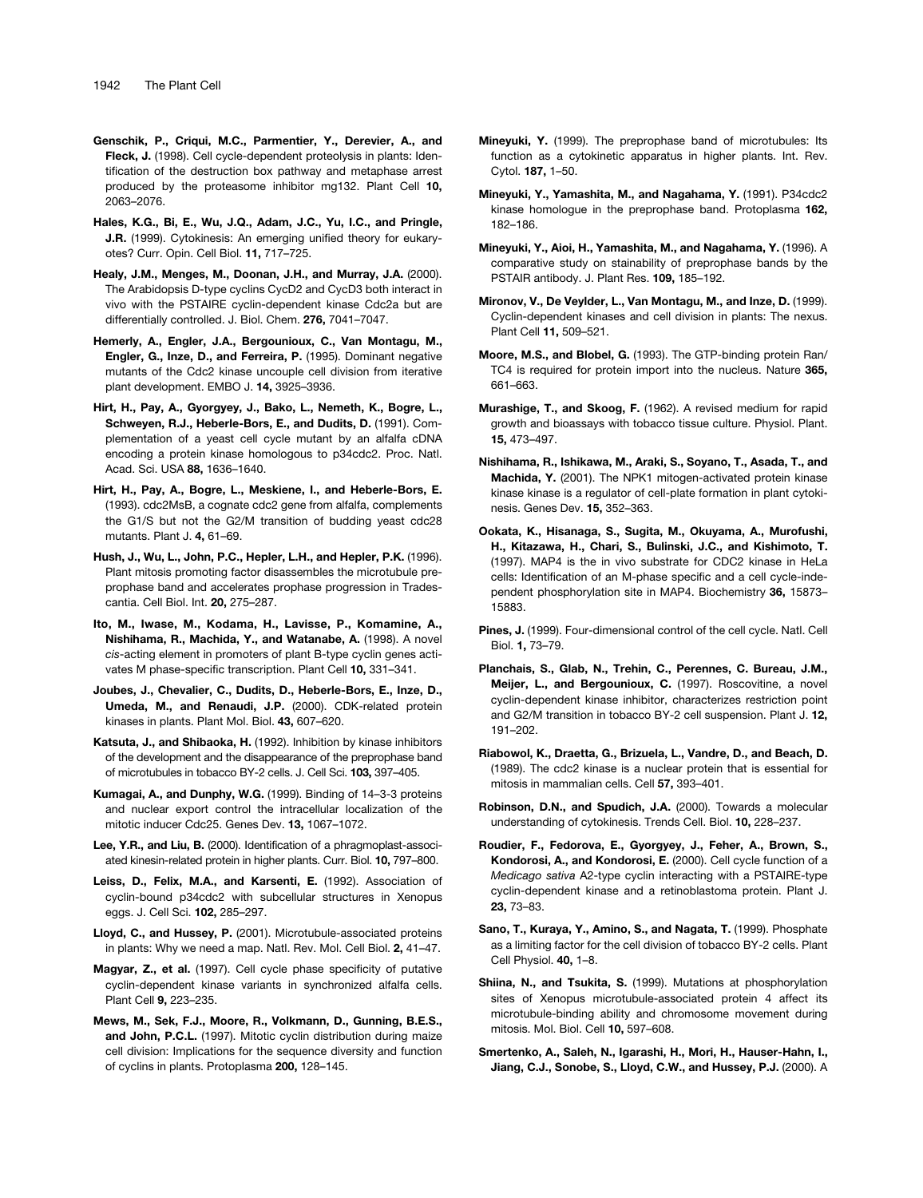**Genschik, P., Criqui, M.C., Parmentier, Y., Derevier, A., and Fleck, J.** (1998). Cell cycle-dependent proteolysis in plants: Identification of the destruction box pathway and metaphase arrest produced by the proteasome inhibitor mg132. Plant Cell **10,** 2063–2076.

**Hales, K.G., Bi, E., Wu, J.Q., Adam, J.C., Yu, I.C., and Pringle, J.R.** (1999). Cytokinesis: An emerging unified theory for eukaryotes? Curr. Opin. Cell Biol. **11,** 717–725.

**Healy, J.M., Menges, M., Doonan, J.H., and Murray, J.A.** (2000). The Arabidopsis D-type cyclins CycD2 and CycD3 both interact in vivo with the PSTAIRE cyclin-dependent kinase Cdc2a but are differentially controlled. J. Biol. Chem. **276,** 7041–7047.

**Hemerly, A., Engler, J.A., Bergounioux, C., Van Montagu, M., Engler, G., Inze, D., and Ferreira, P.** (1995). Dominant negative mutants of the Cdc2 kinase uncouple cell division from iterative plant development. EMBO J. **14,** 3925–3936.

**Hirt, H., Pay, A., Gyorgyey, J., Bako, L., Nemeth, K., Bogre, L., Schweyen, R.J., Heberle-Bors, E., and Dudits, D.** (1991). Complementation of a yeast cell cycle mutant by an alfalfa cDNA encoding a protein kinase homologous to p34cdc2. Proc. Natl. Acad. Sci. USA **88,** 1636–1640.

**Hirt, H., Pay, A., Bogre, L., Meskiene, I., and Heberle-Bors, E.** (1993). cdc2MsB, a cognate cdc2 gene from alfalfa, complements the G1/S but not the G2/M transition of budding yeast cdc28 mutants. Plant J. **4,** 61–69.

**Hush, J., Wu, L., John, P.C., Hepler, L.H., and Hepler, P.K.** (1996). Plant mitosis promoting factor disassembles the microtubule preprophase band and accelerates prophase progression in Tradescantia. Cell Biol. Int. **20,** 275–287.

**Ito, M., Iwase, M., Kodama, H., Lavisse, P., Komamine, A., Nishihama, R., Machida, Y., and Watanabe, A.** (1998). A novel *cis*-acting element in promoters of plant B-type cyclin genes activates M phase-specific transcription. Plant Cell **10,** 331–341.

**Joubes, J., Chevalier, C., Dudits, D., Heberle-Bors, E., Inze, D., Umeda, M., and Renaudi, J.P.** (2000). CDK-related protein kinases in plants. Plant Mol. Biol. **43,** 607–620.

**Katsuta, J., and Shibaoka, H.** (1992). Inhibition by kinase inhibitors of the development and the disappearance of the preprophase band of microtubules in tobacco BY-2 cells. J. Cell Sci. **103,** 397–405.

**Kumagai, A., and Dunphy, W.G.** (1999). Binding of 14–3-3 proteins and nuclear export control the intracellular localization of the mitotic inducer Cdc25. Genes Dev. **13,** 1067–1072.

**Lee, Y.R., and Liu, B.** (2000). Identification of a phragmoplast-associated kinesin-related protein in higher plants. Curr. Biol. **10,** 797–800.

**Leiss, D., Felix, M.A., and Karsenti, E.** (1992). Association of cyclin-bound p34cdc2 with subcellular structures in Xenopus eggs. J. Cell Sci. **102,** 285–297.

**Lloyd, C., and Hussey, P.** (2001). Microtubule-associated proteins in plants: Why we need a map. Natl. Rev. Mol. Cell Biol. **2,** 41–47.

**Magyar, Z., et al.** (1997). Cell cycle phase specificity of putative cyclin-dependent kinase variants in synchronized alfalfa cells. Plant Cell **9,** 223–235.

**Mews, M., Sek, F.J., Moore, R., Volkmann, D., Gunning, B.E.S., and John, P.C.L.** (1997). Mitotic cyclin distribution during maize cell division: Implications for the sequence diversity and function of cyclins in plants. Protoplasma **200,** 128–145.

**Mineyuki, Y.** (1999). The preprophase band of microtubules: Its function as a cytokinetic apparatus in higher plants. Int. Rev. Cytol. **187,** 1–50.

**Mineyuki, Y., Yamashita, M., and Nagahama, Y.** (1991). P34cdc2 kinase homologue in the preprophase band. Protoplasma **162,** 182–186.

**Mineyuki, Y., Aioi, H., Yamashita, M., and Nagahama, Y.** (1996). A comparative study on stainability of preprophase bands by the PSTAIR antibody. J. Plant Res. **109,** 185–192.

**Mironov, V., De Veylder, L., Van Montagu, M., and Inze, D.** (1999). Cyclin-dependent kinases and cell division in plants: The nexus. Plant Cell **11,** 509–521.

**Moore, M.S., and Blobel, G.** (1993). The GTP-binding protein Ran/TC4 is required for protein import into the nucleus. Nature **365,** 661–663.

**Murashige, T., and Skoog, F.** (1962). A revised medium for rapid growth and bioassays with tobacco tissue culture. Physiol. Plant. **15,** 473–497.

**Nishihama, R., Ishikawa, M., Araki, S., Soyano, T., Asada, T., and Machida, Y.** (2001). The NPK1 mitogen-activated protein kinase kinase kinase is a regulator of cell-plate formation in plant cytokinesis. Genes Dev. **15,** 352–363.

**Ookata, K., Hisanaga, S., Sugita, M., Okuyama, A., Murofushi, H., Kitazawa, H., Chari, S., Bulinski, J.C., and Kishimoto, T.** (1997). MAP4 is the in vivo substrate for CDC2 kinase in HeLa cells: Identification of an M-phase specific and a cell cycle-independent phosphorylation site in MAP4. Biochemistry **36,** 15873–15883.

**Pines, J.** (1999). Four-dimensional control of the cell cycle. Natl. Cell Biol. **1,** 73–79.

**Planchais, S., Glab, N., Trehin, C., Perennes, C. Bureau, J.M., Meijer, L., and Bergounioux, C.** (1997). Roscovitine, a novel cyclin-dependent kinase inhibitor, characterizes restriction point and G2/M transition in tobacco BY-2 cell suspension. Plant J. **12,** 191–202.

**Riabowol, K., Draetta, G., Brizuela, L., Vandre, D., and Beach, D.** (1989). The cdc2 kinase is a nuclear protein that is essential for mitosis in mammalian cells. Cell **57,** 393–401.

**Robinson, D.N., and Spudich, J.A.** (2000). Towards a molecular understanding of cytokinesis. Trends Cell. Biol. **10,** 228–237.

**Roudier, F., Fedorova, E., Gyorgyey, J., Feher, A., Brown, S., Kondorosi, A., and Kondorosi, E.** (2000). Cell cycle function of a *Medicago sativa* A2-type cyclin interacting with a PSTAIRE-type cyclin-dependent kinase and a retinoblastoma protein. Plant J. **23,** 73–83.

**Sano, T., Kuraya, Y., Amino, S., and Nagata, T.** (1999). Phosphate as a limiting factor for the cell division of tobacco BY-2 cells. Plant Cell Physiol. **40,** 1–8.

**Shiina, N., and Tsukita, S.** (1999). Mutations at phosphorylation sites of Xenopus microtubule-associated protein 4 affect its microtubule-binding ability and chromosome movement during mitosis. Mol. Biol. Cell **10,** 597–608.

**Smertenko, A., Saleh, N., Igarashi, H., Mori, H., Hauser-Hahn, I., Jiang, C.J., Sonobe, S., Lloyd, C.W., and Hussey, P.J.** (2000). A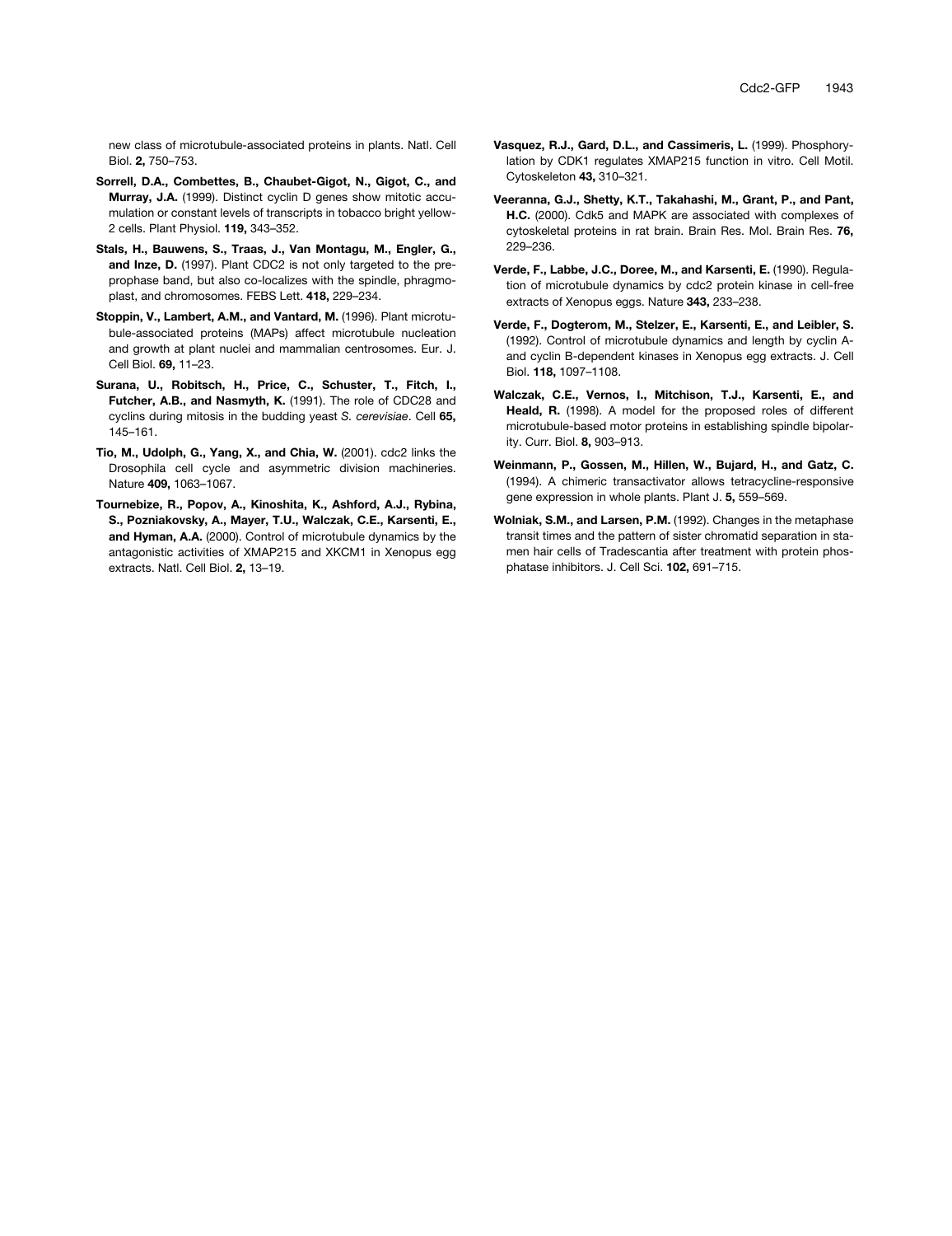new class of microtubule-associated proteins in plants. Natl. Cell Biol. **2,** 750–753.

**Sorrell, D.A., Combettes, B., Chaubet-Gigot, N., Gigot, C., and Murray, J.A.** (1999). Distinct cyclin D genes show mitotic accumulation or constant levels of transcripts in tobacco bright yellow-2 cells. Plant Physiol. **119,** 343–352.

**Stals, H., Bauwens, S., Traas, J., Van Montagu, M., Engler, G., and Inze, D.** (1997). Plant CDC2 is not only targeted to the preprophase band, but also co-localizes with the spindle, phragmoplast, and chromosomes. FEBS Lett. **418,** 229–234.

**Stoppin, V., Lambert, A.M., and Vantard, M.** (1996). Plant microtubule-associated proteins (MAPs) affect microtubule nucleation and growth at plant nuclei and mammalian centrosomes. Eur. J. Cell Biol. **69,** 11–23.

**Surana, U., Robitsch, H., Price, C., Schuster, T., Fitch, I., Futcher, A.B., and Nasmyth, K.** (1991). The role of CDC28 and cyclins during mitosis in the budding yeast *S. cerevisiae*. Cell **65,** 145–161.

**Tio, M., Udolph, G., Yang, X., and Chia, W.** (2001). cdc2 links the Drosophila cell cycle and asymmetric division machineries. Nature **409,** 1063–1067.

**Tournebize, R., Popov, A., Kinoshita, K., Ashford, A.J., Rybina, S., Pozniakovsky, A., Mayer, T.U., Walczak, C.E., Karsenti, E., and Hyman, A.A.** (2000). Control of microtubule dynamics by the antagonistic activities of XMAP215 and XKCM1 in Xenopus egg extracts. Natl. Cell Biol. **2,** 13–19.

**Vasquez, R.J., Gard, D.L., and Cassimeris, L.** (1999). Phosphorylation by CDK1 regulates XMAP215 function in vitro. Cell Motil. Cytoskeleton **43,** 310–321.

**Veeranna, G.J., Shetty, K.T., Takahashi, M., Grant, P., and Pant, H.C.** (2000). Cdk5 and MAPK are associated with complexes of cytoskeletal proteins in rat brain. Brain Res. Mol. Brain Res. **76,** 229–236.

**Verde, F., Labbe, J.C., Doree, M., and Karsenti, E.** (1990). Regulation of microtubule dynamics by cdc2 protein kinase in cell-free extracts of Xenopus eggs. Nature **343,** 233–238.

**Verde, F., Dogterom, M., Stelzer, E., Karsenti, E., and Leibler, S.** (1992). Control of microtubule dynamics and length by cyclin A- and cyclin B-dependent kinases in Xenopus egg extracts. J. Cell Biol. **118,** 1097–1108.

**Walczak, C.E., Vernos, I., Mitchison, T.J., Karsenti, E., and Heald, R.** (1998). A model for the proposed roles of different microtubule-based motor proteins in establishing spindle bipolarity. Curr. Biol. **8,** 903–913.

**Weinmann, P., Gossen, M., Hillen, W., Bujard, H., and Gatz, C.** (1994). A chimeric transactivator allows tetracycline-responsive gene expression in whole plants. Plant J. **5,** 559–569.

**Wolniak, S.M., and Larsen, P.M.** (1992). Changes in the metaphase transit times and the pattern of sister chromatid separation in stamen hair cells of Tradescantia after treatment with protein phosphatase inhibitors. J. Cell Sci. **102,** 691–715.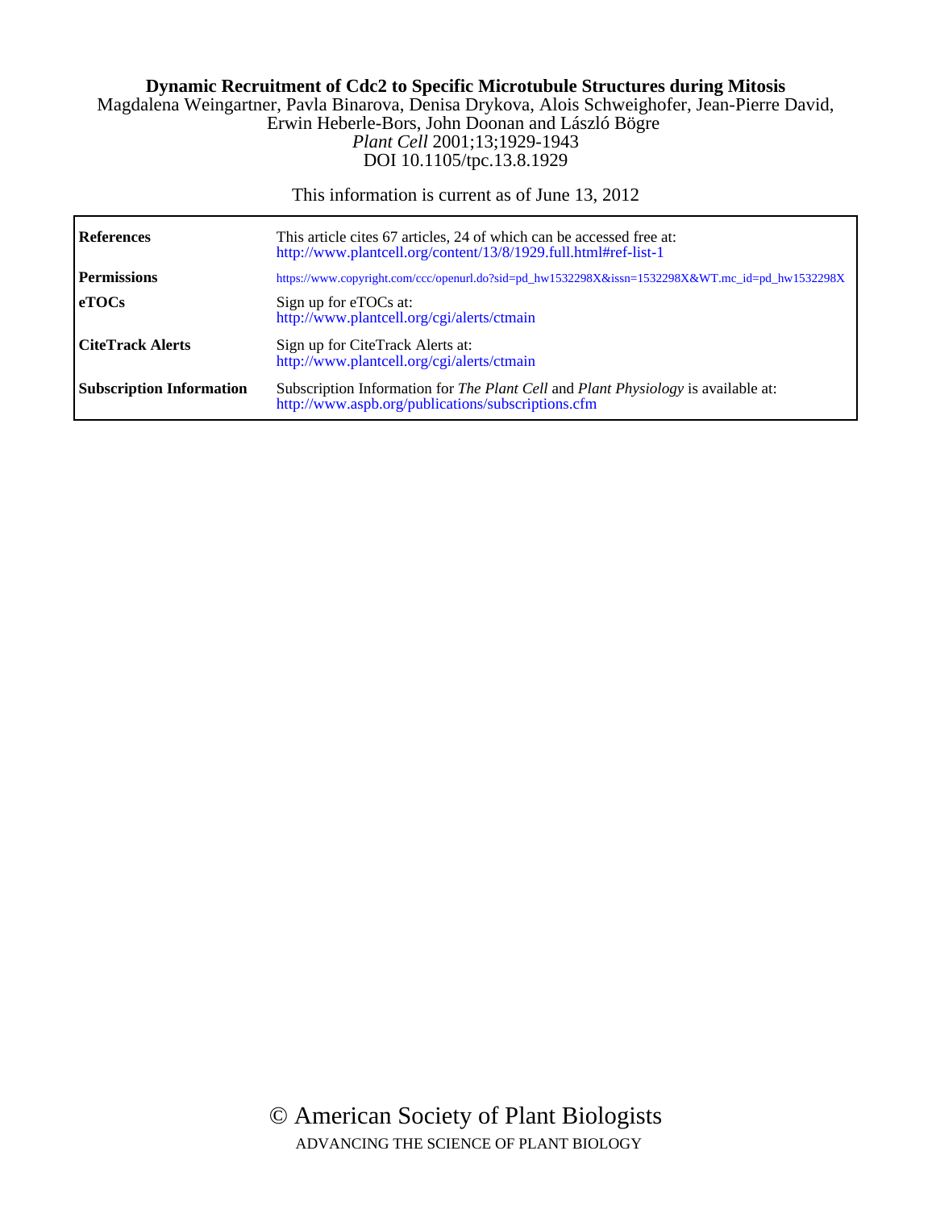**Dynamic Recruitment of Cdc2 to Specific Microtubule Structures during Mitosis**

Magdalena Weingartner, Pavla Binarova, Denisa Drykova, Alois Schweighofer, Jean-Pierre David, Erwin Heberle-Bors, John Doonan and László Bögre

*Plant Cell* 2001;13;1929-1943

DOI 10.1105/tpc.13.8.1929

This information is current as of June 13, 2012

| | |
|---|---|
| **References** | This article cites 67 articles, 24 of which can be accessed free at: http://www.plantcell.org/content/13/8/1929.full.html#ref-list-1 |
| **Permissions** | https://www.copyright.com/ccc/openurl.do?sid=pd_hw1532298X&issn=1532298X&WT.mc_id=pd_hw1532298X |
| **eTOCs** | Sign up for eTOCs at: http://www.plantcell.org/cgi/alerts/ctmain |
| **CiteTrack Alerts** | Sign up for CiteTrack Alerts at: http://www.plantcell.org/cgi/alerts/ctmain |
| **Subscription Information** | Subscription Information for *The Plant Cell* and *Plant Physiology* is available at: http://www.aspb.org/publications/subscriptions.cfm |

© American Society of Plant Biologists

ADVANCING THE SCIENCE OF PLANT BIOLOGY